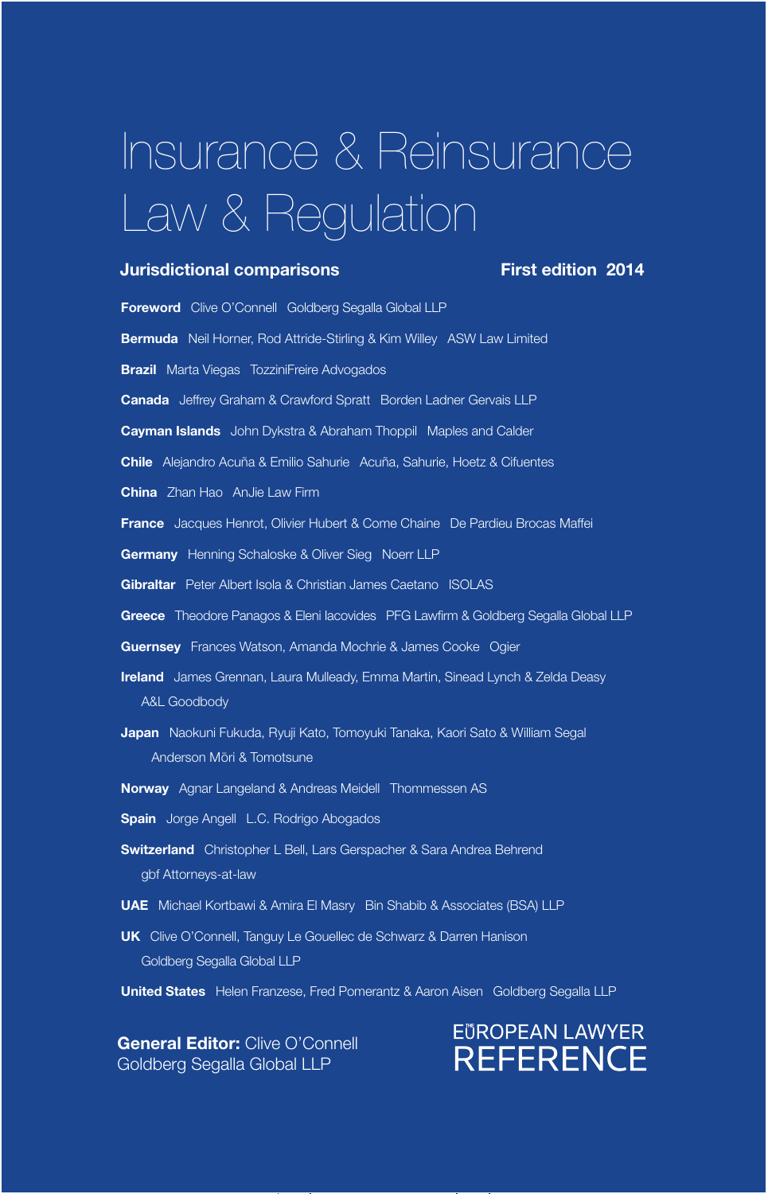# Insurance & Reinsurance Law & Regulation

**Jurisdictional comparisons** **First edition 2014**

**Foreword** Clive O'Connell Goldberg Segalla Global LLP

**Bermuda** Neil Horner, Rod Attride-Stirling & Kim Willey ASW Law Limited

**Brazil** Marta Viegas TozziniFreire Advogados

**Canada** Jeffrey Graham & Crawford Spratt Borden Ladner Gervais LLP

**Cayman Islands** John Dykstra & Abraham Thoppil Maples and Calder

**Chile** Alejandro Acuña & Emilio Sahurie Acuña, Sahurie, Hoetz & Cifuentes

**China** Zhan Hao AnJie Law Firm

**France** Jacques Henrot, Olivier Hubert & Come Chaine De Pardieu Brocas Maffei

**Germany** Henning Schaloske & Oliver Sieg Noerr LLP

**Gibraltar** Peter Albert Isola & Christian James Caetano ISOLAS

**Greece** Theodore Panagos & Eleni Iacovides PFG Lawfirm & Goldberg Segalla Global LLP

**Guernsey** Frances Watson, Amanda Mochrie & James Cooke Ogier

**Ireland** James Grennan, Laura Mulleady, Emma Martin, Sinead Lynch & Zelda Deasy A&L Goodbody

**Japan** Naokuni Fukuda, Ryuji Kato, Tomoyuki Tanaka, Kaori Sato & William Segal Anderson Mōri & Tomotsune

**Norway** Agnar Langeland & Andreas Meidell Thommessen AS

**Spain** Jorge Angell L.C. Rodrigo Abogados

**Switzerland** Christopher L Bell, Lars Gerspacher & Sara Andrea Behrend gbf Attorneys-at-law

**UAE** Michael Kortbawi & Amira El Masry Bin Shabib & Associates (BSA) LLP

**UK** Clive O'Connell, Tanguy Le Gouellec de Schwarz & Darren Hanison Goldberg Segalla Global LLP

**United States** Helen Franzese, Fred Pomerantz & Aaron Aisen Goldberg Segalla LLP

**General Editor:** Clive O'Connell
Goldberg Segalla Global LLP

THE EUROPEAN LAWYER
REFERENCE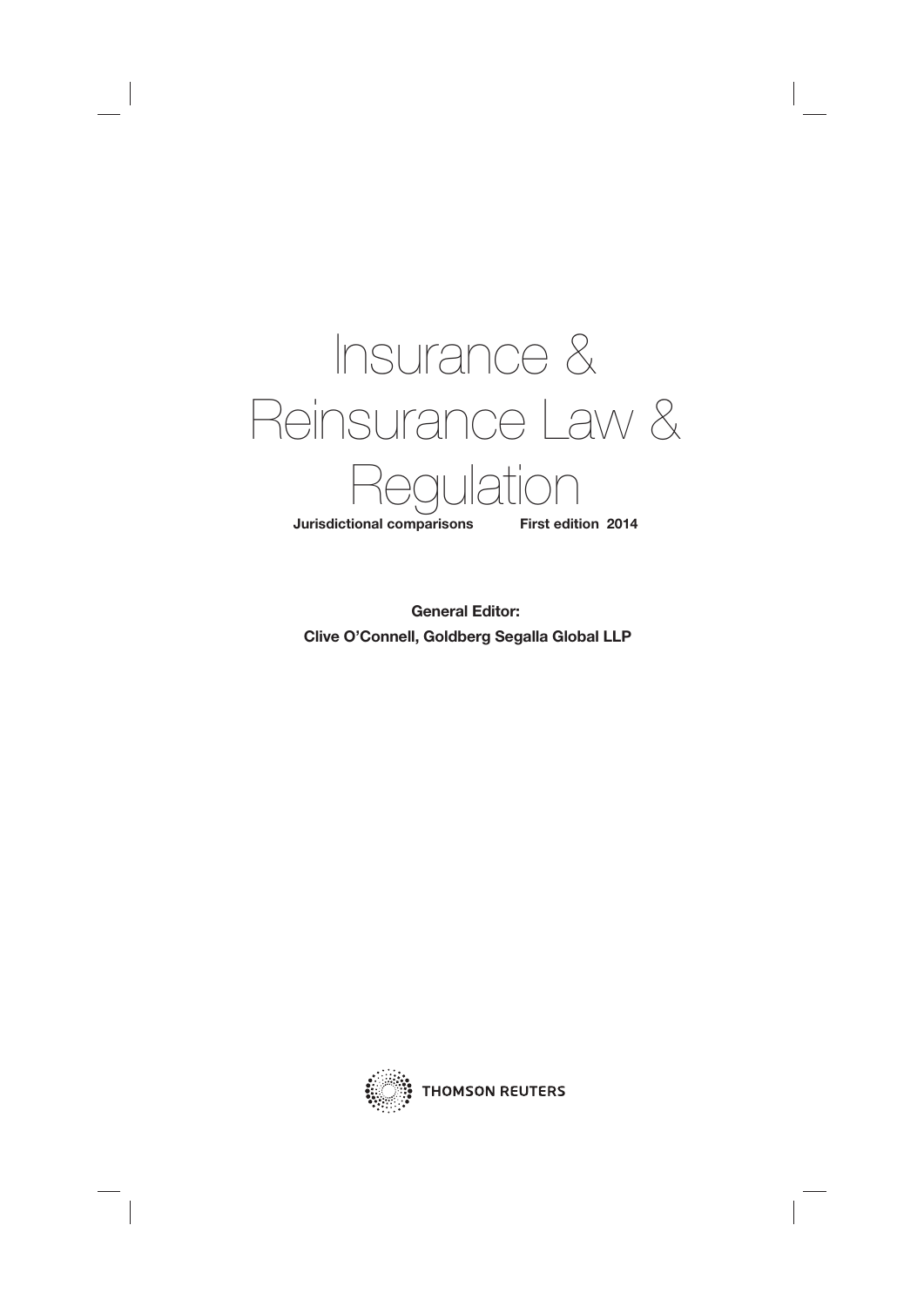# Insurance & Reinsurance Law & Regulation

**Jurisdictional comparisons** **First edition 2014**

**General Editor:**

**Clive O'Connell, Goldberg Segalla Global LLP**

THOMSON REUTERS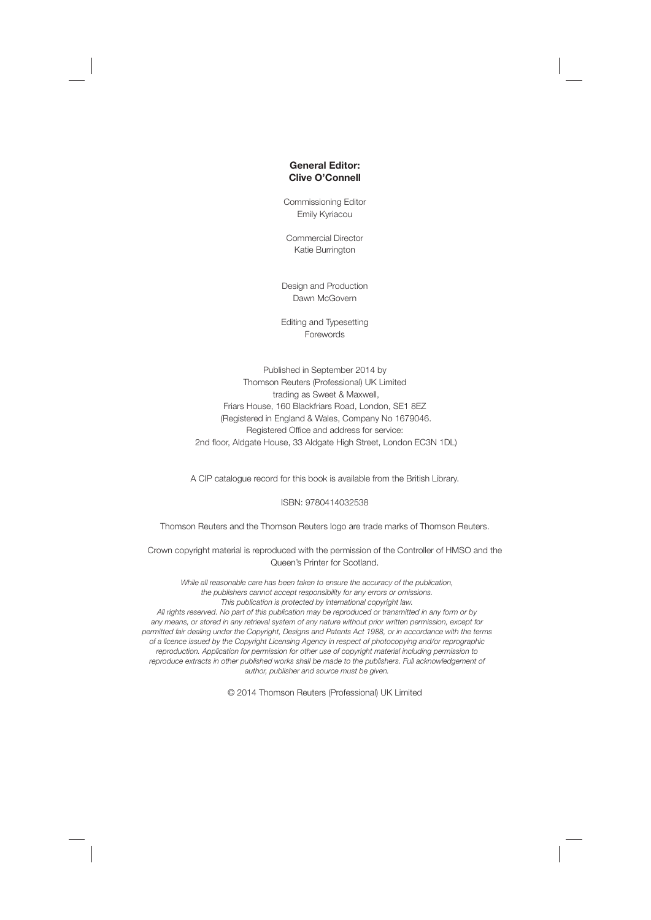**General Editor:**
**Clive O'Connell**

Commissioning Editor
Emily Kyriacou

Commercial Director
Katie Burrington

Design and Production
Dawn McGovern

Editing and Typesetting
Forewords

Published in September 2014 by
Thomson Reuters (Professional) UK Limited
trading as Sweet & Maxwell,
Friars House, 160 Blackfriars Road, London, SE1 8EZ
(Registered in England & Wales, Company No 1679046.
Registered Office and address for service:
2nd floor, Aldgate House, 33 Aldgate High Street, London EC3N 1DL)

A CIP catalogue record for this book is available from the British Library.

ISBN: 9780414032538

Thomson Reuters and the Thomson Reuters logo are trade marks of Thomson Reuters.

Crown copyright material is reproduced with the permission of the Controller of HMSO and the Queen's Printer for Scotland.

*While all reasonable care has been taken to ensure the accuracy of the publication, the publishers cannot accept responsibility for any errors or omissions.*
*This publication is protected by international copyright law.*
*All rights reserved. No part of this publication may be reproduced or transmitted in any form or by any means, or stored in any retrieval system of any nature without prior written permission, except for permitted fair dealing under the Copyright, Designs and Patents Act 1988, or in accordance with the terms of a licence issued by the Copyright Licensing Agency in respect of photocopying and/or reprographic reproduction. Application for permission for other use of copyright material including permission to reproduce extracts in other published works shall be made to the publishers. Full acknowledgement of author, publisher and source must be given.*

© 2014 Thomson Reuters (Professional) UK Limited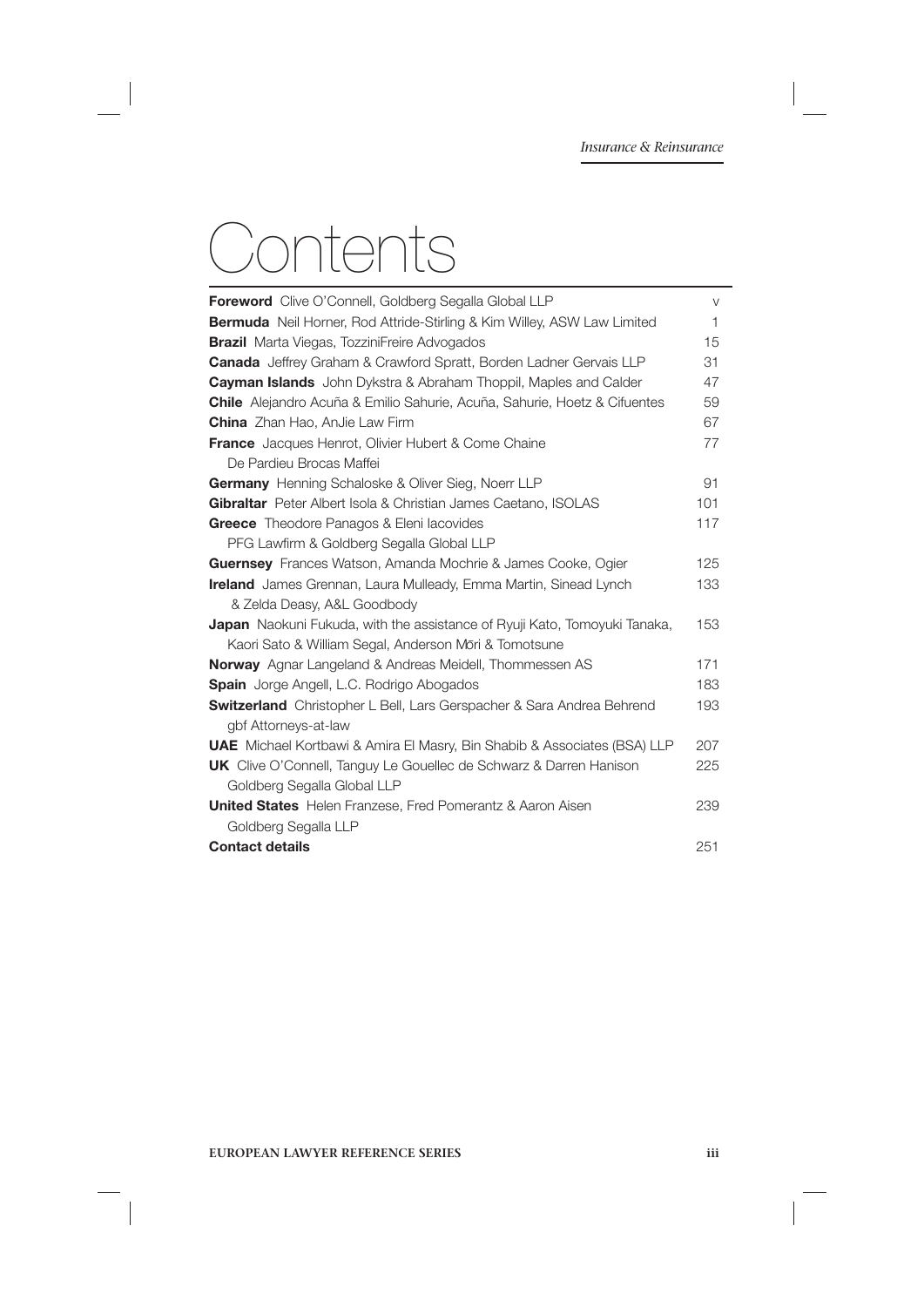# Contents

| | |
|---|---|
| **Foreword** Clive O'Connell, Goldberg Segalla Global LLP | v |
| **Bermuda** Neil Horner, Rod Attride-Stirling & Kim Willey, ASW Law Limited | 1 |
| **Brazil** Marta Viegas, TozziniFreire Advogados | 15 |
| **Canada** Jeffrey Graham & Crawford Spratt, Borden Ladner Gervais LLP | 31 |
| **Cayman Islands** John Dykstra & Abraham Thoppil, Maples and Calder | 47 |
| **Chile** Alejandro Acuña & Emilio Sahurie, Acuña, Sahurie, Hoetz & Cifuentes | 59 |
| **China** Zhan Hao, AnJie Law Firm | 67 |
| **France** Jacques Henrot, Olivier Hubert & Come Chaine De Pardieu Brocas Maffei | 77 |
| **Germany** Henning Schaloske & Oliver Sieg, Noerr LLP | 91 |
| **Gibraltar** Peter Albert Isola & Christian James Caetano, ISOLAS | 101 |
| **Greece** Theodore Panagos & Eleni Iacovides PFG Lawfirm & Goldberg Segalla Global LLP | 117 |
| **Guernsey** Frances Watson, Amanda Mochrie & James Cooke, Ogier | 125 |
| **Ireland** James Grennan, Laura Mulleady, Emma Martin, Sinead Lynch & Zelda Deasy, A&L Goodbody | 133 |
| **Japan** Naokuni Fukuda, with the assistance of Ryuji Kato, Tomoyuki Tanaka, Kaori Sato & William Segal, Anderson Mōri & Tomotsune | 153 |
| **Norway** Agnar Langeland & Andreas Meidell, Thommessen AS | 171 |
| **Spain** Jorge Angell, L.C. Rodrigo Abogados | 183 |
| **Switzerland** Christopher L Bell, Lars Gerspacher & Sara Andrea Behrend gbf Attorneys-at-law | 193 |
| **UAE** Michael Kortbawi & Amira El Masry, Bin Shabib & Associates (BSA) LLP | 207 |
| **UK** Clive O'Connell, Tanguy Le Gouellec de Schwarz & Darren Hanison Goldberg Segalla Global LLP | 225 |
| **United States** Helen Franzese, Fred Pomerantz & Aaron Aisen Goldberg Segalla LLP | 239 |
| **Contact details** | 251 |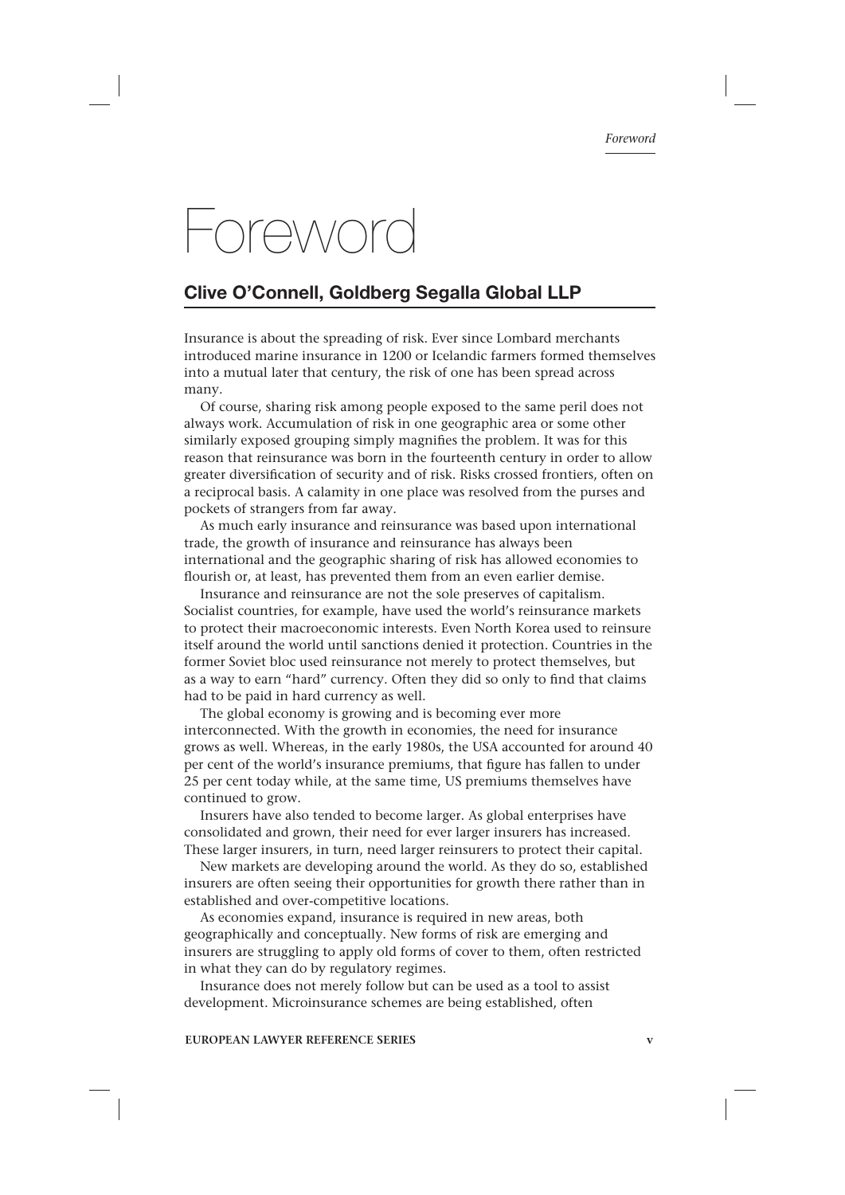# Foreword

## Clive O'Connell, Goldberg Segalla Global LLP

Insurance is about the spreading of risk. Ever since Lombard merchants introduced marine insurance in 1200 or Icelandic farmers formed themselves into a mutual later that century, the risk of one has been spread across many.

Of course, sharing risk among people exposed to the same peril does not always work. Accumulation of risk in one geographic area or some other similarly exposed grouping simply magnifies the problem. It was for this reason that reinsurance was born in the fourteenth century in order to allow greater diversification of security and of risk. Risks crossed frontiers, often on a reciprocal basis. A calamity in one place was resolved from the purses and pockets of strangers from far away.

As much early insurance and reinsurance was based upon international trade, the growth of insurance and reinsurance has always been international and the geographic sharing of risk has allowed economies to flourish or, at least, has prevented them from an even earlier demise.

Insurance and reinsurance are not the sole preserves of capitalism. Socialist countries, for example, have used the world's reinsurance markets to protect their macroeconomic interests. Even North Korea used to reinsure itself around the world until sanctions denied it protection. Countries in the former Soviet bloc used reinsurance not merely to protect themselves, but as a way to earn "hard" currency. Often they did so only to find that claims had to be paid in hard currency as well.

The global economy is growing and is becoming ever more interconnected. With the growth in economies, the need for insurance grows as well. Whereas, in the early 1980s, the USA accounted for around 40 per cent of the world's insurance premiums, that figure has fallen to under 25 per cent today while, at the same time, US premiums themselves have continued to grow.

Insurers have also tended to become larger. As global enterprises have consolidated and grown, their need for ever larger insurers has increased. These larger insurers, in turn, need larger reinsurers to protect their capital.

New markets are developing around the world. As they do so, established insurers are often seeing their opportunities for growth there rather than in established and over-competitive locations.

As economies expand, insurance is required in new areas, both geographically and conceptually. New forms of risk are emerging and insurers are struggling to apply old forms of cover to them, often restricted in what they can do by regulatory regimes.

Insurance does not merely follow but can be used as a tool to assist development. Microinsurance schemes are being established, often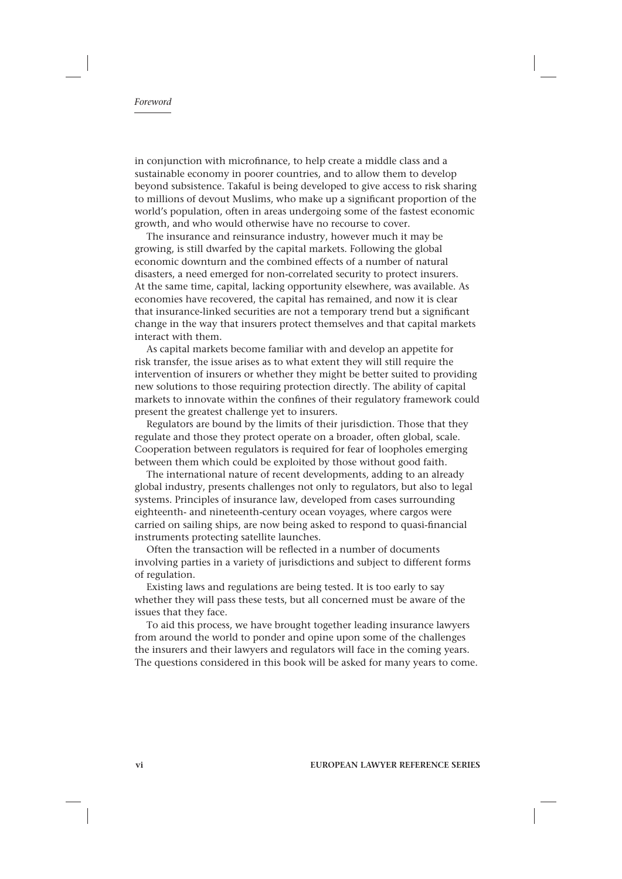in conjunction with microfinance, to help create a middle class and a sustainable economy in poorer countries, and to allow them to develop beyond subsistence. Takaful is being developed to give access to risk sharing to millions of devout Muslims, who make up a significant proportion of the world's population, often in areas undergoing some of the fastest economic growth, and who would otherwise have no recourse to cover.

The insurance and reinsurance industry, however much it may be growing, is still dwarfed by the capital markets. Following the global economic downturn and the combined effects of a number of natural disasters, a need emerged for non-correlated security to protect insurers. At the same time, capital, lacking opportunity elsewhere, was available. As economies have recovered, the capital has remained, and now it is clear that insurance-linked securities are not a temporary trend but a significant change in the way that insurers protect themselves and that capital markets interact with them.

As capital markets become familiar with and develop an appetite for risk transfer, the issue arises as to what extent they will still require the intervention of insurers or whether they might be better suited to providing new solutions to those requiring protection directly. The ability of capital markets to innovate within the confines of their regulatory framework could present the greatest challenge yet to insurers.

Regulators are bound by the limits of their jurisdiction. Those that they regulate and those they protect operate on a broader, often global, scale. Cooperation between regulators is required for fear of loopholes emerging between them which could be exploited by those without good faith.

The international nature of recent developments, adding to an already global industry, presents challenges not only to regulators, but also to legal systems. Principles of insurance law, developed from cases surrounding eighteenth- and nineteenth-century ocean voyages, where cargos were carried on sailing ships, are now being asked to respond to quasi-financial instruments protecting satellite launches.

Often the transaction will be reflected in a number of documents involving parties in a variety of jurisdictions and subject to different forms of regulation.

Existing laws and regulations are being tested. It is too early to say whether they will pass these tests, but all concerned must be aware of the issues that they face.

To aid this process, we have brought together leading insurance lawyers from around the world to ponder and opine upon some of the challenges the insurers and their lawyers and regulators will face in the coming years. The questions considered in this book will be asked for many years to come.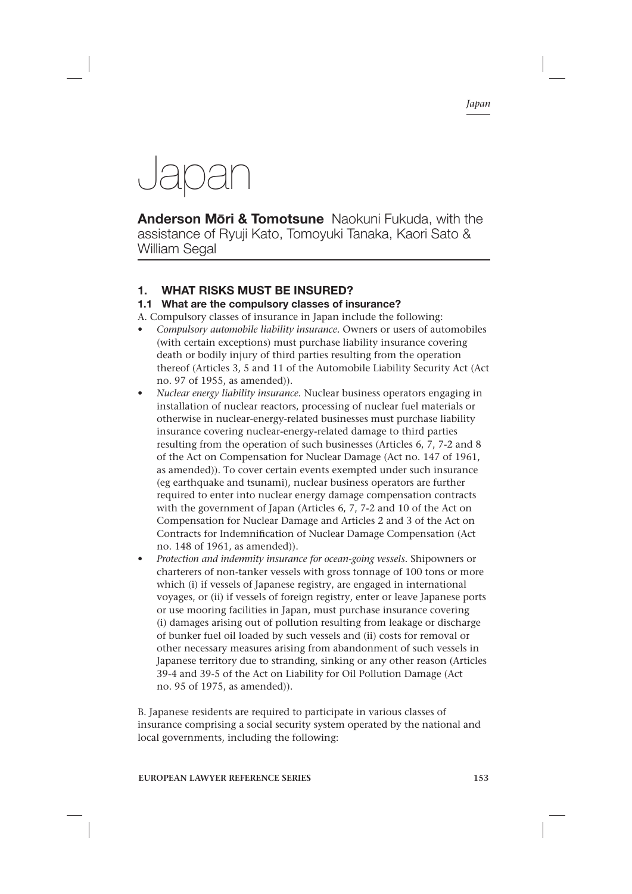# Japan

**Anderson Mōri & Tomotsune** Naokuni Fukuda, with the assistance of Ryuji Kato, Tomoyuki Tanaka, Kaori Sato & William Segal

## 1. WHAT RISKS MUST BE INSURED?

### 1.1 What are the compulsory classes of insurance?

A. Compulsory classes of insurance in Japan include the following:

- *Compulsory automobile liability insurance.* Owners or users of automobiles (with certain exceptions) must purchase liability insurance covering death or bodily injury of third parties resulting from the operation thereof (Articles 3, 5 and 11 of the Automobile Liability Security Act (Act no. 97 of 1955, as amended)).
- *Nuclear energy liability insurance.* Nuclear business operators engaging in installation of nuclear reactors, processing of nuclear fuel materials or otherwise in nuclear-energy-related businesses must purchase liability insurance covering nuclear-energy-related damage to third parties resulting from the operation of such businesses (Articles 6, 7, 7-2 and 8 of the Act on Compensation for Nuclear Damage (Act no. 147 of 1961, as amended)). To cover certain events exempted under such insurance (eg earthquake and tsunami), nuclear business operators are further required to enter into nuclear energy damage compensation contracts with the government of Japan (Articles 6, 7, 7-2 and 10 of the Act on Compensation for Nuclear Damage and Articles 2 and 3 of the Act on Contracts for Indemnification of Nuclear Damage Compensation (Act no. 148 of 1961, as amended)).
- *Protection and indemnity insurance for ocean-going vessels.* Shipowners or charterers of non-tanker vessels with gross tonnage of 100 tons or more which (i) if vessels of Japanese registry, are engaged in international voyages, or (ii) if vessels of foreign registry, enter or leave Japanese ports or use mooring facilities in Japan, must purchase insurance covering (i) damages arising out of pollution resulting from leakage or discharge of bunker fuel oil loaded by such vessels and (ii) costs for removal or other necessary measures arising from abandonment of such vessels in Japanese territory due to stranding, sinking or any other reason (Articles 39-4 and 39-5 of the Act on Liability for Oil Pollution Damage (Act no. 95 of 1975, as amended)).

B. Japanese residents are required to participate in various classes of insurance comprising a social security system operated by the national and local governments, including the following: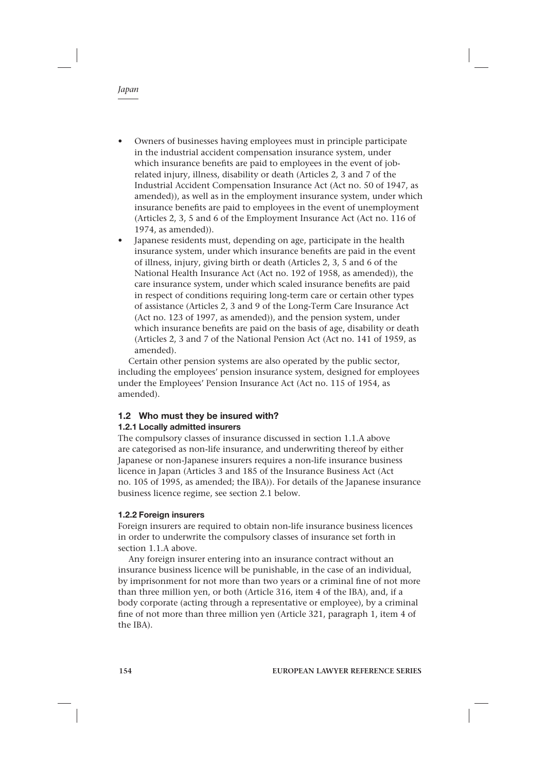- Owners of businesses having employees must in principle participate in the industrial accident compensation insurance system, under which insurance benefits are paid to employees in the event of job-related injury, illness, disability or death (Articles 2, 3 and 7 of the Industrial Accident Compensation Insurance Act (Act no. 50 of 1947, as amended)), as well as in the employment insurance system, under which insurance benefits are paid to employees in the event of unemployment (Articles 2, 3, 5 and 6 of the Employment Insurance Act (Act no. 116 of 1974, as amended)).
- Japanese residents must, depending on age, participate in the health insurance system, under which insurance benefits are paid in the event of illness, injury, giving birth or death (Articles 2, 3, 5 and 6 of the National Health Insurance Act (Act no. 192 of 1958, as amended)), the care insurance system, under which scaled insurance benefits are paid in respect of conditions requiring long-term care or certain other types of assistance (Articles 2, 3 and 9 of the Long-Term Care Insurance Act (Act no. 123 of 1997, as amended)), and the pension system, under which insurance benefits are paid on the basis of age, disability or death (Articles 2, 3 and 7 of the National Pension Act (Act no. 141 of 1959, as amended).

Certain other pension systems are also operated by the public sector, including the employees' pension insurance system, designed for employees under the Employees' Pension Insurance Act (Act no. 115 of 1954, as amended).

## 1.2 Who must they be insured with?

### 1.2.1 Locally admitted insurers

The compulsory classes of insurance discussed in section 1.1.A above are categorised as non-life insurance, and underwriting thereof by either Japanese or non-Japanese insurers requires a non-life insurance business licence in Japan (Articles 3 and 185 of the Insurance Business Act (Act no. 105 of 1995, as amended; the IBA)). For details of the Japanese insurance business licence regime, see section 2.1 below.

### 1.2.2 Foreign insurers

Foreign insurers are required to obtain non-life insurance business licences in order to underwrite the compulsory classes of insurance set forth in section 1.1.A above.

Any foreign insurer entering into an insurance contract without an insurance business licence will be punishable, in the case of an individual, by imprisonment for not more than two years or a criminal fine of not more than three million yen, or both (Article 316, item 4 of the IBA), and, if a body corporate (acting through a representative or employee), by a criminal fine of not more than three million yen (Article 321, paragraph 1, item 4 of the IBA).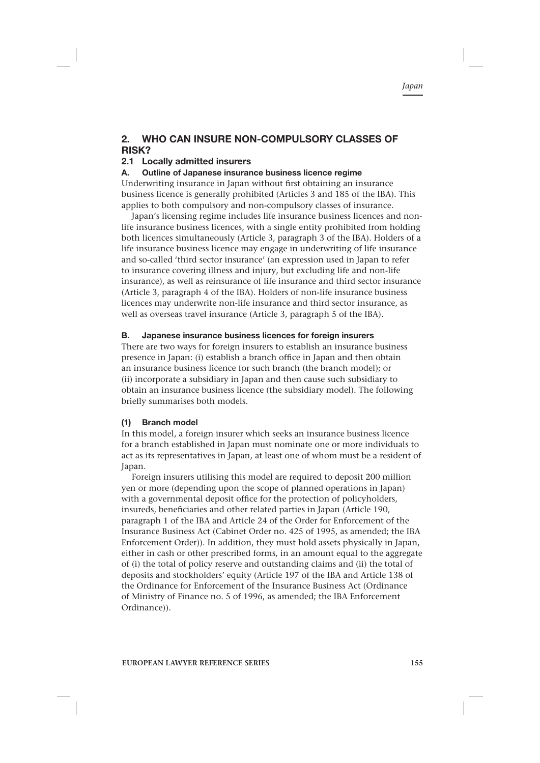## 2. WHO CAN INSURE NON-COMPULSORY CLASSES OF RISK?

### 2.1 Locally admitted insurers

#### A. Outline of Japanese insurance business licence regime

Underwriting insurance in Japan without first obtaining an insurance business licence is generally prohibited (Articles 3 and 185 of the IBA). This applies to both compulsory and non-compulsory classes of insurance.

Japan's licensing regime includes life insurance business licences and non-life insurance business licences, with a single entity prohibited from holding both licences simultaneously (Article 3, paragraph 3 of the IBA). Holders of a life insurance business licence may engage in underwriting of life insurance and so-called 'third sector insurance' (an expression used in Japan to refer to insurance covering illness and injury, but excluding life and non-life insurance), as well as reinsurance of life insurance and third sector insurance (Article 3, paragraph 4 of the IBA). Holders of non-life insurance business licences may underwrite non-life insurance and third sector insurance, as well as overseas travel insurance (Article 3, paragraph 5 of the IBA).

#### B. Japanese insurance business licences for foreign insurers

There are two ways for foreign insurers to establish an insurance business presence in Japan: (i) establish a branch office in Japan and then obtain an insurance business licence for such branch (the branch model); or (ii) incorporate a subsidiary in Japan and then cause such subsidiary to obtain an insurance business licence (the subsidiary model). The following briefly summarises both models.

##### (1) Branch model

In this model, a foreign insurer which seeks an insurance business licence for a branch established in Japan must nominate one or more individuals to act as its representatives in Japan, at least one of whom must be a resident of Japan.

Foreign insurers utilising this model are required to deposit 200 million yen or more (depending upon the scope of planned operations in Japan) with a governmental deposit office for the protection of policyholders, insureds, beneficiaries and other related parties in Japan (Article 190, paragraph 1 of the IBA and Article 24 of the Order for Enforcement of the Insurance Business Act (Cabinet Order no. 425 of 1995, as amended; the IBA Enforcement Order)). In addition, they must hold assets physically in Japan, either in cash or other prescribed forms, in an amount equal to the aggregate of (i) the total of policy reserve and outstanding claims and (ii) the total of deposits and stockholders' equity (Article 197 of the IBA and Article 138 of the Ordinance for Enforcement of the Insurance Business Act (Ordinance of Ministry of Finance no. 5 of 1996, as amended; the IBA Enforcement Ordinance)).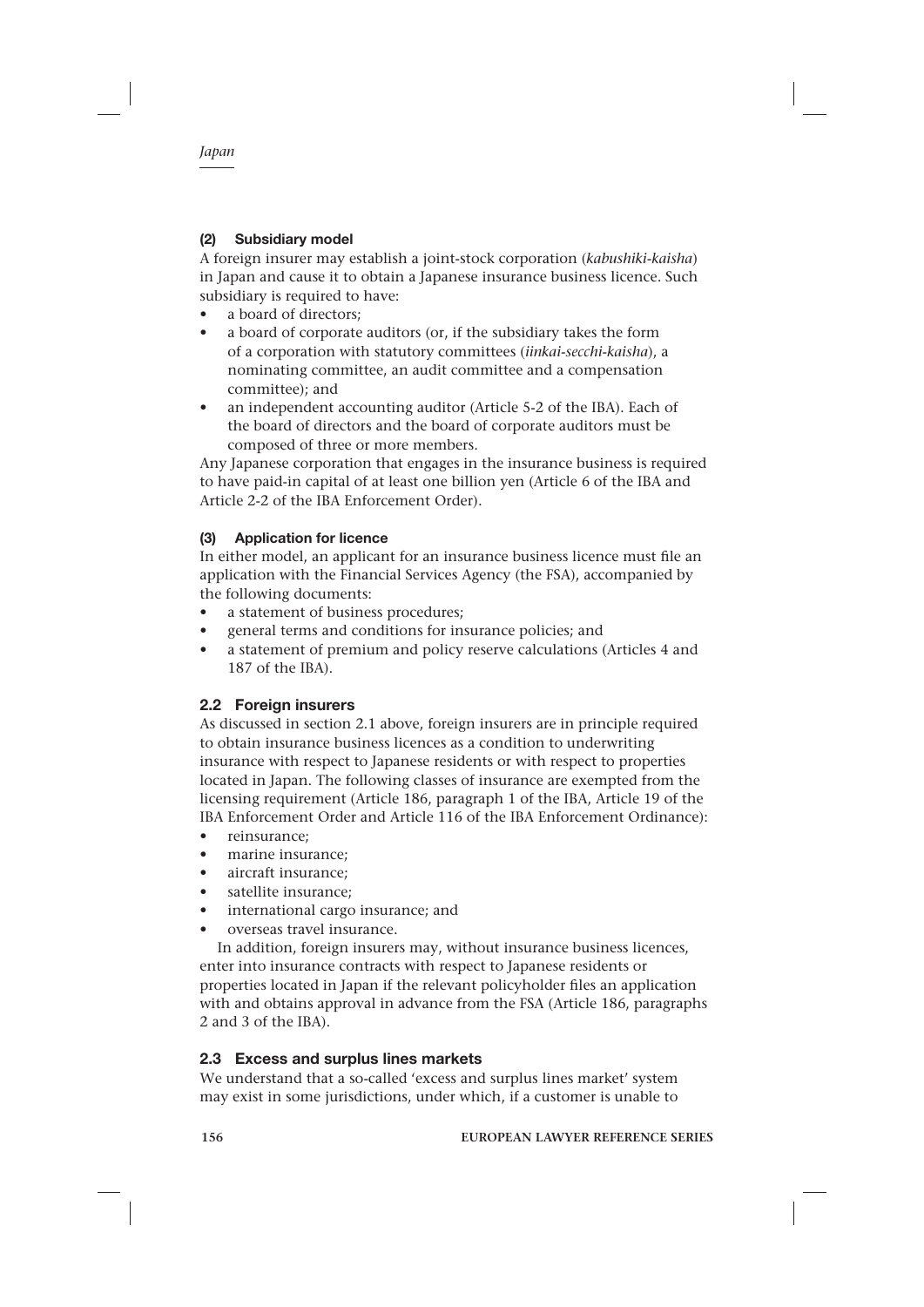### (2) Subsidiary model

A foreign insurer may establish a joint-stock corporation (*kabushiki-kaisha*) in Japan and cause it to obtain a Japanese insurance business licence. Such subsidiary is required to have:

- a board of directors;
- a board of corporate auditors (or, if the subsidiary takes the form of a corporation with statutory committees (*iinkai-secchi-kaisha*), a nominating committee, an audit committee and a compensation committee); and
- an independent accounting auditor (Article 5-2 of the IBA). Each of the board of directors and the board of corporate auditors must be composed of three or more members.

Any Japanese corporation that engages in the insurance business is required to have paid-in capital of at least one billion yen (Article 6 of the IBA and Article 2-2 of the IBA Enforcement Order).

### (3) Application for licence

In either model, an applicant for an insurance business licence must file an application with the Financial Services Agency (the FSA), accompanied by the following documents:

- a statement of business procedures;
- general terms and conditions for insurance policies; and
- a statement of premium and policy reserve calculations (Articles 4 and 187 of the IBA).

## 2.2 Foreign insurers

As discussed in section 2.1 above, foreign insurers are in principle required to obtain insurance business licences as a condition to underwriting insurance with respect to Japanese residents or with respect to properties located in Japan. The following classes of insurance are exempted from the licensing requirement (Article 186, paragraph 1 of the IBA, Article 19 of the IBA Enforcement Order and Article 116 of the IBA Enforcement Ordinance):

- reinsurance;
- marine insurance;
- aircraft insurance;
- satellite insurance;
- international cargo insurance; and
- overseas travel insurance.

In addition, foreign insurers may, without insurance business licences, enter into insurance contracts with respect to Japanese residents or properties located in Japan if the relevant policyholder files an application with and obtains approval in advance from the FSA (Article 186, paragraphs 2 and 3 of the IBA).

## 2.3 Excess and surplus lines markets

We understand that a so-called 'excess and surplus lines market' system may exist in some jurisdictions, under which, if a customer is unable to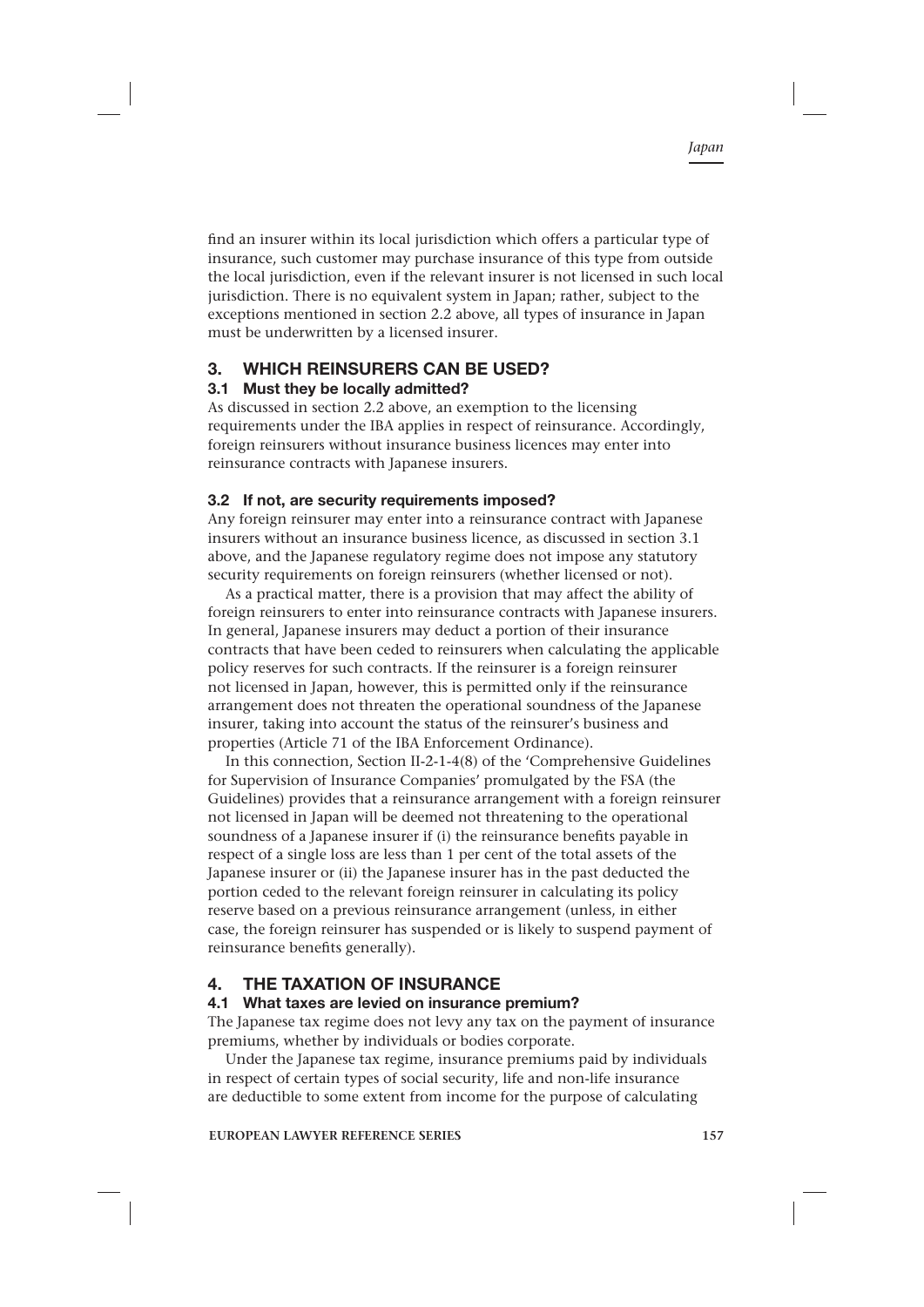find an insurer within its local jurisdiction which offers a particular type of insurance, such customer may purchase insurance of this type from outside the local jurisdiction, even if the relevant insurer is not licensed in such local jurisdiction. There is no equivalent system in Japan; rather, subject to the exceptions mentioned in section 2.2 above, all types of insurance in Japan must be underwritten by a licensed insurer.

## 3. WHICH REINSURERS CAN BE USED?

### 3.1 Must they be locally admitted?

As discussed in section 2.2 above, an exemption to the licensing requirements under the IBA applies in respect of reinsurance. Accordingly, foreign reinsurers without insurance business licences may enter into reinsurance contracts with Japanese insurers.

### 3.2 If not, are security requirements imposed?

Any foreign reinsurer may enter into a reinsurance contract with Japanese insurers without an insurance business licence, as discussed in section 3.1 above, and the Japanese regulatory regime does not impose any statutory security requirements on foreign reinsurers (whether licensed or not).

As a practical matter, there is a provision that may affect the ability of foreign reinsurers to enter into reinsurance contracts with Japanese insurers. In general, Japanese insurers may deduct a portion of their insurance contracts that have been ceded to reinsurers when calculating the applicable policy reserves for such contracts. If the reinsurer is a foreign reinsurer not licensed in Japan, however, this is permitted only if the reinsurance arrangement does not threaten the operational soundness of the Japanese insurer, taking into account the status of the reinsurer's business and properties (Article 71 of the IBA Enforcement Ordinance).

In this connection, Section II-2-1-4(8) of the 'Comprehensive Guidelines for Supervision of Insurance Companies' promulgated by the FSA (the Guidelines) provides that a reinsurance arrangement with a foreign reinsurer not licensed in Japan will be deemed not threatening to the operational soundness of a Japanese insurer if (i) the reinsurance benefits payable in respect of a single loss are less than 1 per cent of the total assets of the Japanese insurer or (ii) the Japanese insurer has in the past deducted the portion ceded to the relevant foreign reinsurer in calculating its policy reserve based on a previous reinsurance arrangement (unless, in either case, the foreign reinsurer has suspended or is likely to suspend payment of reinsurance benefits generally).

## 4. THE TAXATION OF INSURANCE

### 4.1 What taxes are levied on insurance premium?

The Japanese tax regime does not levy any tax on the payment of insurance premiums, whether by individuals or bodies corporate.

Under the Japanese tax regime, insurance premiums paid by individuals in respect of certain types of social security, life and non-life insurance are deductible to some extent from income for the purpose of calculating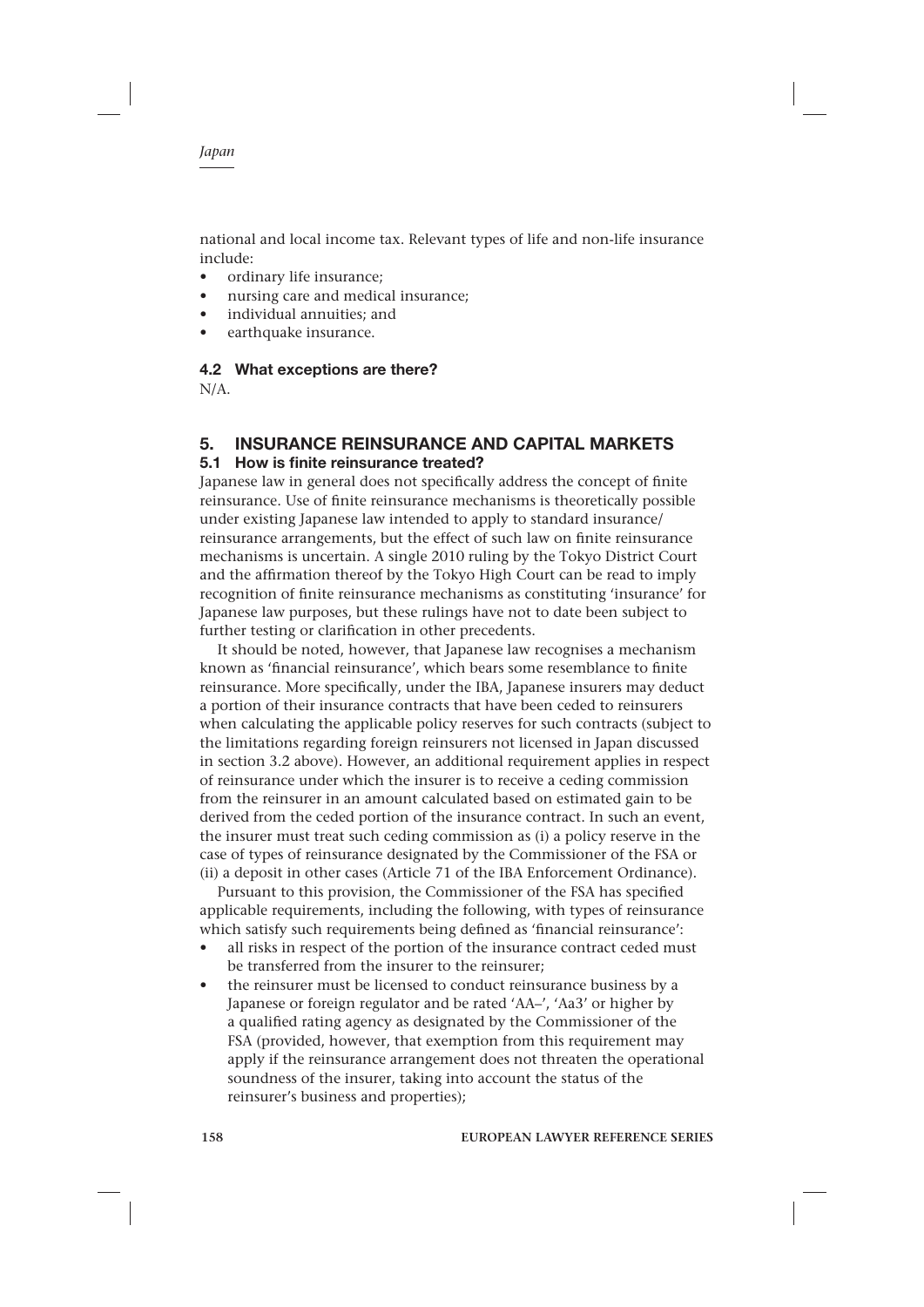national and local income tax. Relevant types of life and non-life insurance include:

- ordinary life insurance;
- nursing care and medical insurance;
- individual annuities; and
- earthquake insurance.

### 4.2 What exceptions are there?

N/A.

## 5. INSURANCE REINSURANCE AND CAPITAL MARKETS

### 5.1 How is finite reinsurance treated?

Japanese law in general does not specifically address the concept of finite reinsurance. Use of finite reinsurance mechanisms is theoretically possible under existing Japanese law intended to apply to standard insurance/reinsurance arrangements, but the effect of such law on finite reinsurance mechanisms is uncertain. A single 2010 ruling by the Tokyo District Court and the affirmation thereof by the Tokyo High Court can be read to imply recognition of finite reinsurance mechanisms as constituting 'insurance' for Japanese law purposes, but these rulings have not to date been subject to further testing or clarification in other precedents.

It should be noted, however, that Japanese law recognises a mechanism known as 'financial reinsurance', which bears some resemblance to finite reinsurance. More specifically, under the IBA, Japanese insurers may deduct a portion of their insurance contracts that have been ceded to reinsurers when calculating the applicable policy reserves for such contracts (subject to the limitations regarding foreign reinsurers not licensed in Japan discussed in section 3.2 above). However, an additional requirement applies in respect of reinsurance under which the insurer is to receive a ceding commission from the reinsurer in an amount calculated based on estimated gain to be derived from the ceded portion of the insurance contract. In such an event, the insurer must treat such ceding commission as (i) a policy reserve in the case of types of reinsurance designated by the Commissioner of the FSA or (ii) a deposit in other cases (Article 71 of the IBA Enforcement Ordinance).

Pursuant to this provision, the Commissioner of the FSA has specified applicable requirements, including the following, with types of reinsurance which satisfy such requirements being defined as 'financial reinsurance':

- all risks in respect of the portion of the insurance contract ceded must be transferred from the insurer to the reinsurer;
- the reinsurer must be licensed to conduct reinsurance business by a Japanese or foreign regulator and be rated 'AA–', 'Aa3' or higher by a qualified rating agency as designated by the Commissioner of the FSA (provided, however, that exemption from this requirement may apply if the reinsurance arrangement does not threaten the operational soundness of the insurer, taking into account the status of the reinsurer's business and properties);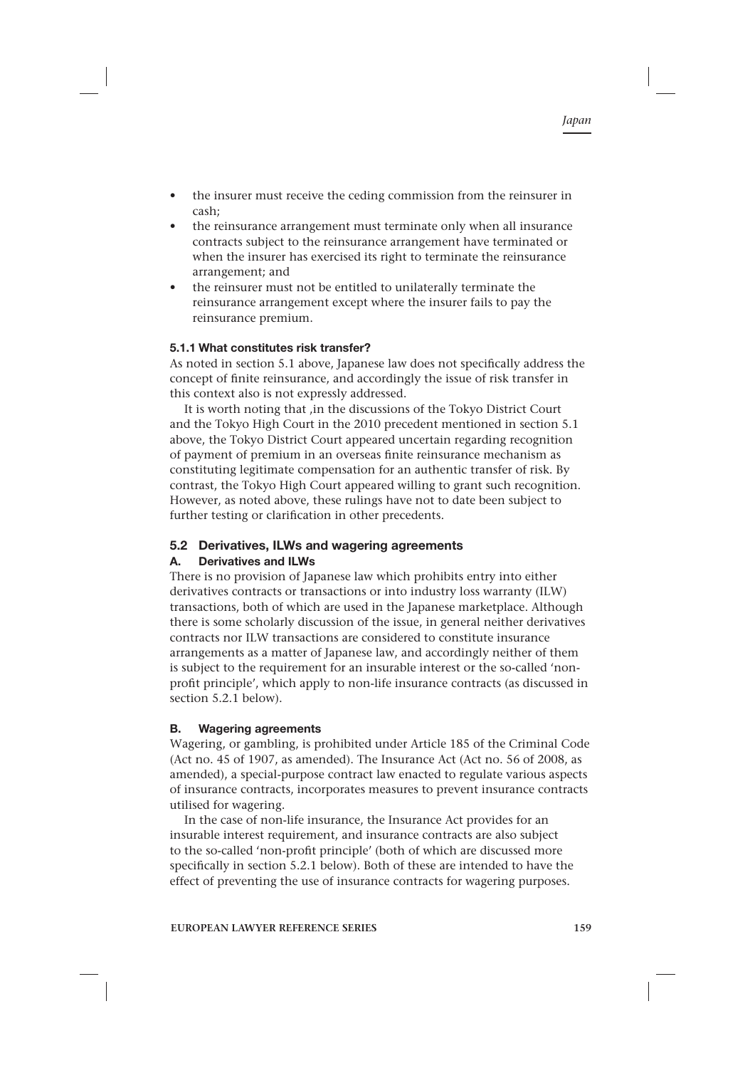- the insurer must receive the ceding commission from the reinsurer in cash;
- the reinsurance arrangement must terminate only when all insurance contracts subject to the reinsurance arrangement have terminated or when the insurer has exercised its right to terminate the reinsurance arrangement; and
- the reinsurer must not be entitled to unilaterally terminate the reinsurance arrangement except where the insurer fails to pay the reinsurance premium.

#### 5.1.1 What constitutes risk transfer?

As noted in section 5.1 above, Japanese law does not specifically address the concept of finite reinsurance, and accordingly the issue of risk transfer in this context also is not expressly addressed.

It is worth noting that ,in the discussions of the Tokyo District Court and the Tokyo High Court in the 2010 precedent mentioned in section 5.1 above, the Tokyo District Court appeared uncertain regarding recognition of payment of premium in an overseas finite reinsurance mechanism as constituting legitimate compensation for an authentic transfer of risk. By contrast, the Tokyo High Court appeared willing to grant such recognition. However, as noted above, these rulings have not to date been subject to further testing or clarification in other precedents.

### 5.2 Derivatives, ILWs and wagering agreements

#### A. Derivatives and ILWs

There is no provision of Japanese law which prohibits entry into either derivatives contracts or transactions or into industry loss warranty (ILW) transactions, both of which are used in the Japanese marketplace. Although there is some scholarly discussion of the issue, in general neither derivatives contracts nor ILW transactions are considered to constitute insurance arrangements as a matter of Japanese law, and accordingly neither of them is subject to the requirement for an insurable interest or the so-called 'non-profit principle', which apply to non-life insurance contracts (as discussed in section 5.2.1 below).

#### B. Wagering agreements

Wagering, or gambling, is prohibited under Article 185 of the Criminal Code (Act no. 45 of 1907, as amended). The Insurance Act (Act no. 56 of 2008, as amended), a special-purpose contract law enacted to regulate various aspects of insurance contracts, incorporates measures to prevent insurance contracts utilised for wagering.

In the case of non-life insurance, the Insurance Act provides for an insurable interest requirement, and insurance contracts are also subject to the so-called 'non-profit principle' (both of which are discussed more specifically in section 5.2.1 below). Both of these are intended to have the effect of preventing the use of insurance contracts for wagering purposes.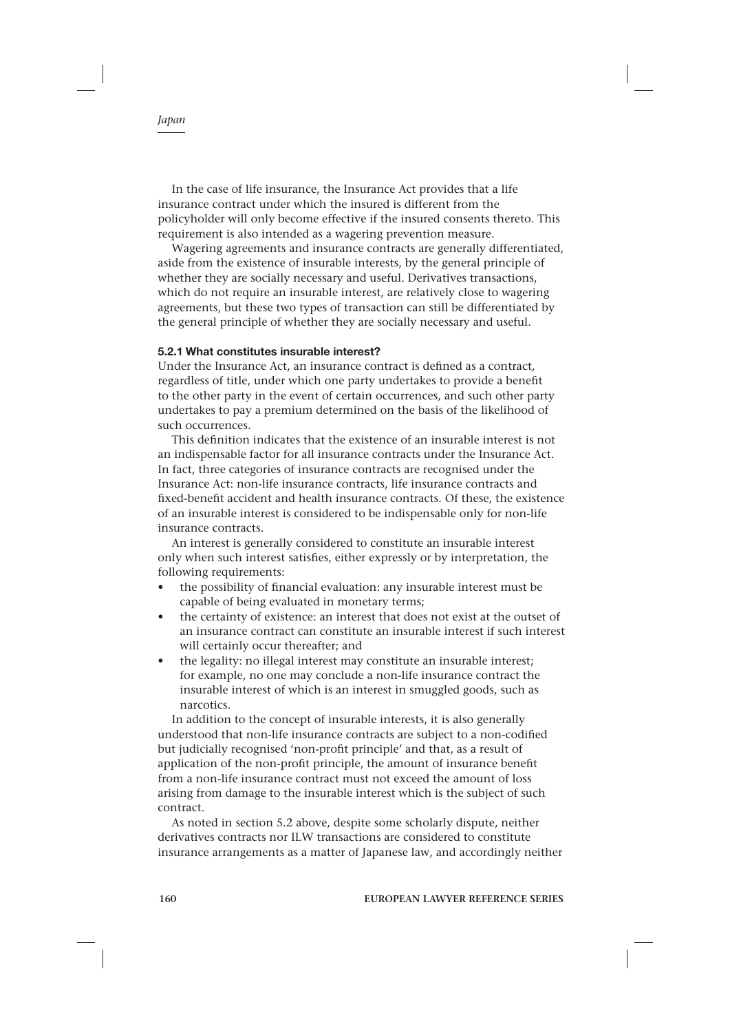In the case of life insurance, the Insurance Act provides that a life insurance contract under which the insured is different from the policyholder will only become effective if the insured consents thereto. This requirement is also intended as a wagering prevention measure.

Wagering agreements and insurance contracts are generally differentiated, aside from the existence of insurable interests, by the general principle of whether they are socially necessary and useful. Derivatives transactions, which do not require an insurable interest, are relatively close to wagering agreements, but these two types of transaction can still be differentiated by the general principle of whether they are socially necessary and useful.

#### 5.2.1 What constitutes insurable interest?

Under the Insurance Act, an insurance contract is defined as a contract, regardless of title, under which one party undertakes to provide a benefit to the other party in the event of certain occurrences, and such other party undertakes to pay a premium determined on the basis of the likelihood of such occurrences.

This definition indicates that the existence of an insurable interest is not an indispensable factor for all insurance contracts under the Insurance Act. In fact, three categories of insurance contracts are recognised under the Insurance Act: non-life insurance contracts, life insurance contracts and fixed-benefit accident and health insurance contracts. Of these, the existence of an insurable interest is considered to be indispensable only for non-life insurance contracts.

An interest is generally considered to constitute an insurable interest only when such interest satisfies, either expressly or by interpretation, the following requirements:

- the possibility of financial evaluation: any insurable interest must be capable of being evaluated in monetary terms;
- the certainty of existence: an interest that does not exist at the outset of an insurance contract can constitute an insurable interest if such interest will certainly occur thereafter; and
- the legality: no illegal interest may constitute an insurable interest; for example, no one may conclude a non-life insurance contract the insurable interest of which is an interest in smuggled goods, such as narcotics.

In addition to the concept of insurable interests, it is also generally understood that non-life insurance contracts are subject to a non-codified but judicially recognised 'non-profit principle' and that, as a result of application of the non-profit principle, the amount of insurance benefit from a non-life insurance contract must not exceed the amount of loss arising from damage to the insurable interest which is the subject of such contract.

As noted in section 5.2 above, despite some scholarly dispute, neither derivatives contracts nor ILW transactions are considered to constitute insurance arrangements as a matter of Japanese law, and accordingly neither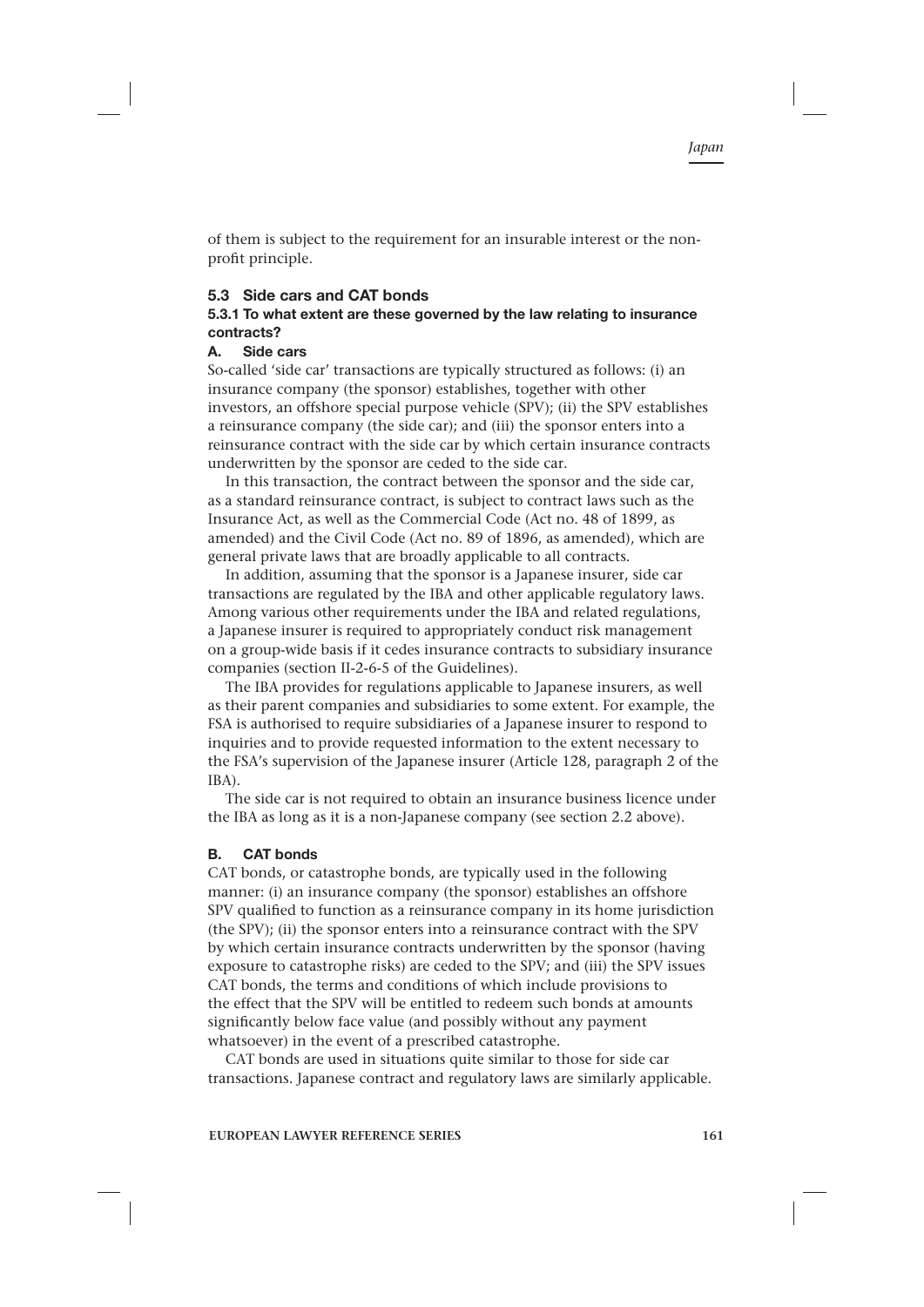of them is subject to the requirement for an insurable interest or the non-profit principle.

## 5.3 Side cars and CAT bonds

### 5.3.1 To what extent are these governed by the law relating to insurance contracts?

#### A. Side cars

So-called 'side car' transactions are typically structured as follows: (i) an insurance company (the sponsor) establishes, together with other investors, an offshore special purpose vehicle (SPV); (ii) the SPV establishes a reinsurance company (the side car); and (iii) the sponsor enters into a reinsurance contract with the side car by which certain insurance contracts underwritten by the sponsor are ceded to the side car.

In this transaction, the contract between the sponsor and the side car, as a standard reinsurance contract, is subject to contract laws such as the Insurance Act, as well as the Commercial Code (Act no. 48 of 1899, as amended) and the Civil Code (Act no. 89 of 1896, as amended), which are general private laws that are broadly applicable to all contracts.

In addition, assuming that the sponsor is a Japanese insurer, side car transactions are regulated by the IBA and other applicable regulatory laws. Among various other requirements under the IBA and related regulations, a Japanese insurer is required to appropriately conduct risk management on a group-wide basis if it cedes insurance contracts to subsidiary insurance companies (section II-2-6-5 of the Guidelines).

The IBA provides for regulations applicable to Japanese insurers, as well as their parent companies and subsidiaries to some extent. For example, the FSA is authorised to require subsidiaries of a Japanese insurer to respond to inquiries and to provide requested information to the extent necessary to the FSA's supervision of the Japanese insurer (Article 128, paragraph 2 of the IBA).

The side car is not required to obtain an insurance business licence under the IBA as long as it is a non-Japanese company (see section 2.2 above).

#### B. CAT bonds

CAT bonds, or catastrophe bonds, are typically used in the following manner: (i) an insurance company (the sponsor) establishes an offshore SPV qualified to function as a reinsurance company in its home jurisdiction (the SPV); (ii) the sponsor enters into a reinsurance contract with the SPV by which certain insurance contracts underwritten by the sponsor (having exposure to catastrophe risks) are ceded to the SPV; and (iii) the SPV issues CAT bonds, the terms and conditions of which include provisions to the effect that the SPV will be entitled to redeem such bonds at amounts significantly below face value (and possibly without any payment whatsoever) in the event of a prescribed catastrophe.

CAT bonds are used in situations quite similar to those for side car transactions. Japanese contract and regulatory laws are similarly applicable.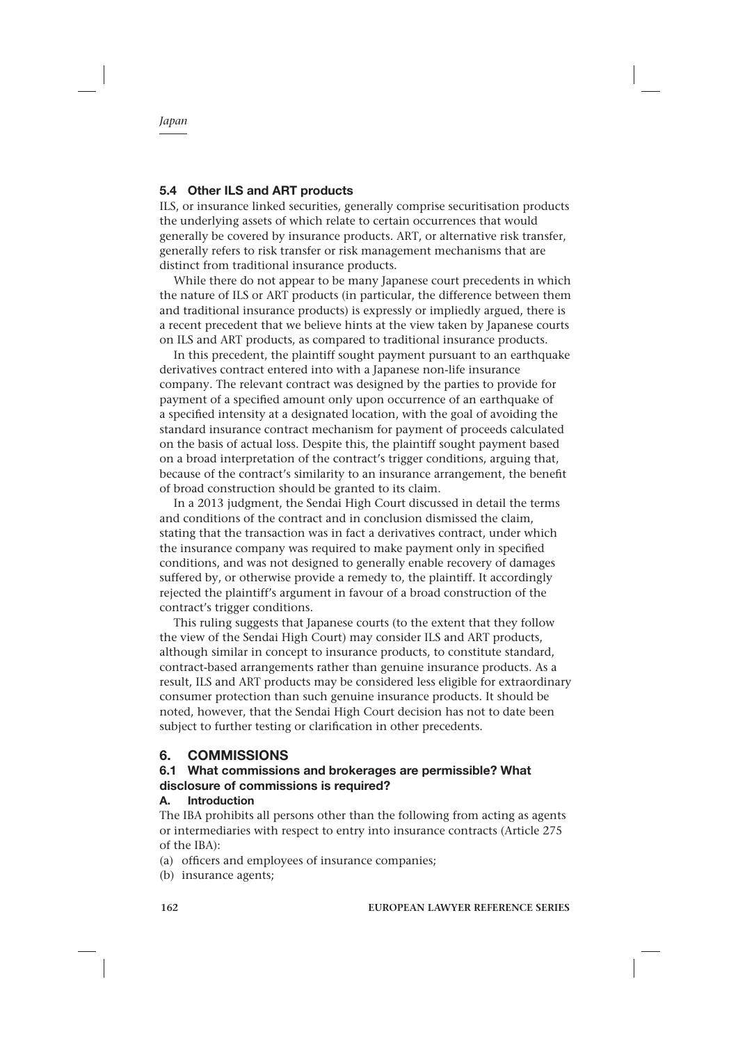### 5.4 Other ILS and ART products

ILS, or insurance linked securities, generally comprise securitisation products the underlying assets of which relate to certain occurrences that would generally be covered by insurance products. ART, or alternative risk transfer, generally refers to risk transfer or risk management mechanisms that are distinct from traditional insurance products.

While there do not appear to be many Japanese court precedents in which the nature of ILS or ART products (in particular, the difference between them and traditional insurance products) is expressly or impliedly argued, there is a recent precedent that we believe hints at the view taken by Japanese courts on ILS and ART products, as compared to traditional insurance products.

In this precedent, the plaintiff sought payment pursuant to an earthquake derivatives contract entered into with a Japanese non-life insurance company. The relevant contract was designed by the parties to provide for payment of a specified amount only upon occurrence of an earthquake of a specified intensity at a designated location, with the goal of avoiding the standard insurance contract mechanism for payment of proceeds calculated on the basis of actual loss. Despite this, the plaintiff sought payment based on a broad interpretation of the contract's trigger conditions, arguing that, because of the contract's similarity to an insurance arrangement, the benefit of broad construction should be granted to its claim.

In a 2013 judgment, the Sendai High Court discussed in detail the terms and conditions of the contract and in conclusion dismissed the claim, stating that the transaction was in fact a derivatives contract, under which the insurance company was required to make payment only in specified conditions, and was not designed to generally enable recovery of damages suffered by, or otherwise provide a remedy to, the plaintiff. It accordingly rejected the plaintiff's argument in favour of a broad construction of the contract's trigger conditions.

This ruling suggests that Japanese courts (to the extent that they follow the view of the Sendai High Court) may consider ILS and ART products, although similar in concept to insurance products, to constitute standard, contract-based arrangements rather than genuine insurance products. As a result, ILS and ART products may be considered less eligible for extraordinary consumer protection than such genuine insurance products. It should be noted, however, that the Sendai High Court decision has not to date been subject to further testing or clarification in other precedents.

## 6. COMMISSIONS

### 6.1 What commissions and brokerages are permissible? What disclosure of commissions is required?

#### A. Introduction

The IBA prohibits all persons other than the following from acting as agents or intermediaries with respect to entry into insurance contracts (Article 275 of the IBA):

(a) officers and employees of insurance companies;
(b) insurance agents;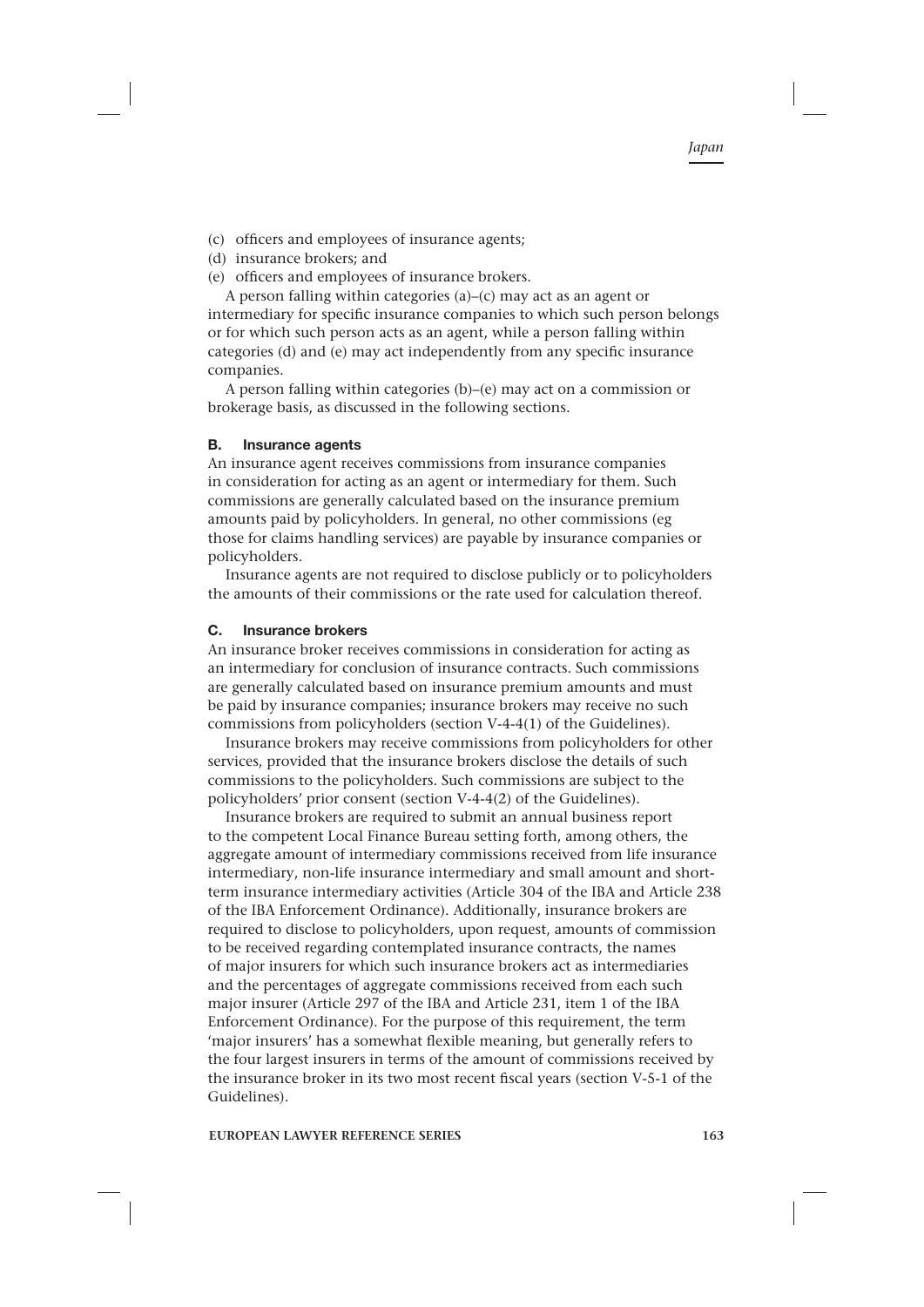(c) officers and employees of insurance agents;
(d) insurance brokers; and
(e) officers and employees of insurance brokers.

A person falling within categories (a)–(c) may act as an agent or intermediary for specific insurance companies to which such person belongs or for which such person acts as an agent, while a person falling within categories (d) and (e) may act independently from any specific insurance companies.

A person falling within categories (b)–(e) may act on a commission or brokerage basis, as discussed in the following sections.

### B. Insurance agents

An insurance agent receives commissions from insurance companies in consideration for acting as an agent or intermediary for them. Such commissions are generally calculated based on the insurance premium amounts paid by policyholders. In general, no other commissions (eg those for claims handling services) are payable by insurance companies or policyholders.

Insurance agents are not required to disclose publicly or to policyholders the amounts of their commissions or the rate used for calculation thereof.

### C. Insurance brokers

An insurance broker receives commissions in consideration for acting as an intermediary for conclusion of insurance contracts. Such commissions are generally calculated based on insurance premium amounts and must be paid by insurance companies; insurance brokers may receive no such commissions from policyholders (section V-4-4(1) of the Guidelines).

Insurance brokers may receive commissions from policyholders for other services, provided that the insurance brokers disclose the details of such commissions to the policyholders. Such commissions are subject to the policyholders' prior consent (section V-4-4(2) of the Guidelines).

Insurance brokers are required to submit an annual business report to the competent Local Finance Bureau setting forth, among others, the aggregate amount of intermediary commissions received from life insurance intermediary, non-life insurance intermediary and small amount and short-term insurance intermediary activities (Article 304 of the IBA and Article 238 of the IBA Enforcement Ordinance). Additionally, insurance brokers are required to disclose to policyholders, upon request, amounts of commission to be received regarding contemplated insurance contracts, the names of major insurers for which such insurance brokers act as intermediaries and the percentages of aggregate commissions received from each such major insurer (Article 297 of the IBA and Article 231, item 1 of the IBA Enforcement Ordinance). For the purpose of this requirement, the term 'major insurers' has a somewhat flexible meaning, but generally refers to the four largest insurers in terms of the amount of commissions received by the insurance broker in its two most recent fiscal years (section V-5-1 of the Guidelines).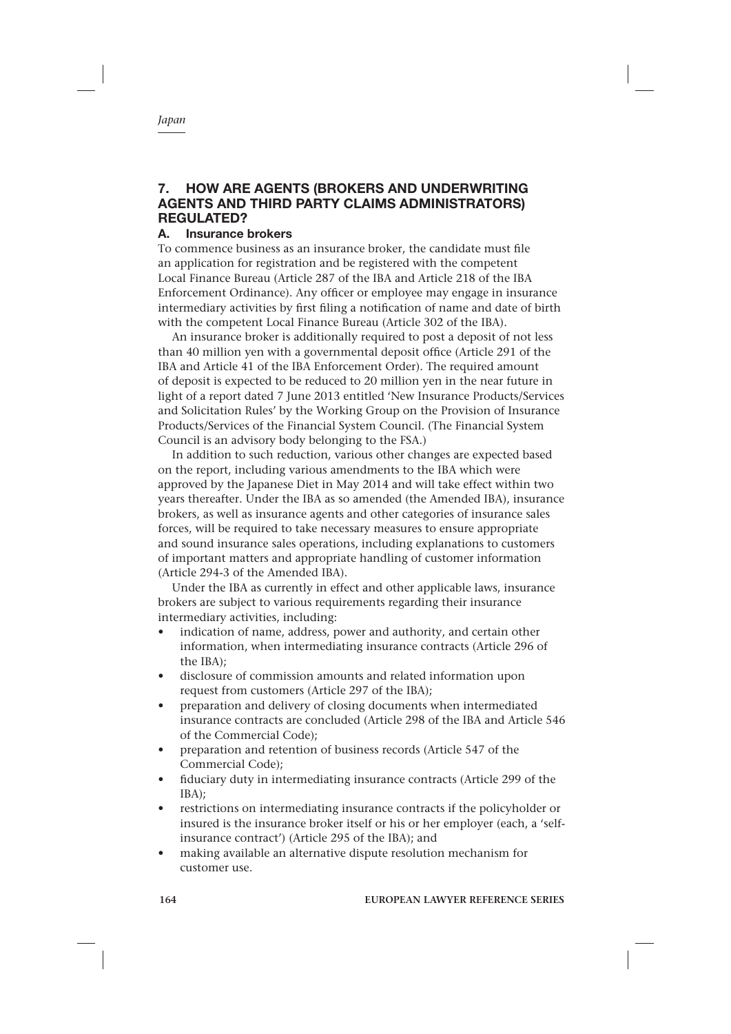## 7. HOW ARE AGENTS (BROKERS AND UNDERWRITING AGENTS AND THIRD PARTY CLAIMS ADMINISTRATORS) REGULATED?

### A. Insurance brokers

To commence business as an insurance broker, the candidate must file an application for registration and be registered with the competent Local Finance Bureau (Article 287 of the IBA and Article 218 of the IBA Enforcement Ordinance). Any officer or employee may engage in insurance intermediary activities by first filing a notification of name and date of birth with the competent Local Finance Bureau (Article 302 of the IBA).

An insurance broker is additionally required to post a deposit of not less than 40 million yen with a governmental deposit office (Article 291 of the IBA and Article 41 of the IBA Enforcement Order). The required amount of deposit is expected to be reduced to 20 million yen in the near future in light of a report dated 7 June 2013 entitled 'New Insurance Products/Services and Solicitation Rules' by the Working Group on the Provision of Insurance Products/Services of the Financial System Council. (The Financial System Council is an advisory body belonging to the FSA.)

In addition to such reduction, various other changes are expected based on the report, including various amendments to the IBA which were approved by the Japanese Diet in May 2014 and will take effect within two years thereafter. Under the IBA as so amended (the Amended IBA), insurance brokers, as well as insurance agents and other categories of insurance sales forces, will be required to take necessary measures to ensure appropriate and sound insurance sales operations, including explanations to customers of important matters and appropriate handling of customer information (Article 294-3 of the Amended IBA).

Under the IBA as currently in effect and other applicable laws, insurance brokers are subject to various requirements regarding their insurance intermediary activities, including:

- indication of name, address, power and authority, and certain other information, when intermediating insurance contracts (Article 296 of the IBA);
- disclosure of commission amounts and related information upon request from customers (Article 297 of the IBA);
- preparation and delivery of closing documents when intermediated insurance contracts are concluded (Article 298 of the IBA and Article 546 of the Commercial Code);
- preparation and retention of business records (Article 547 of the Commercial Code);
- fiduciary duty in intermediating insurance contracts (Article 299 of the IBA);
- restrictions on intermediating insurance contracts if the policyholder or insured is the insurance broker itself or his or her employer (each, a 'self-insurance contract') (Article 295 of the IBA); and
- making available an alternative dispute resolution mechanism for customer use.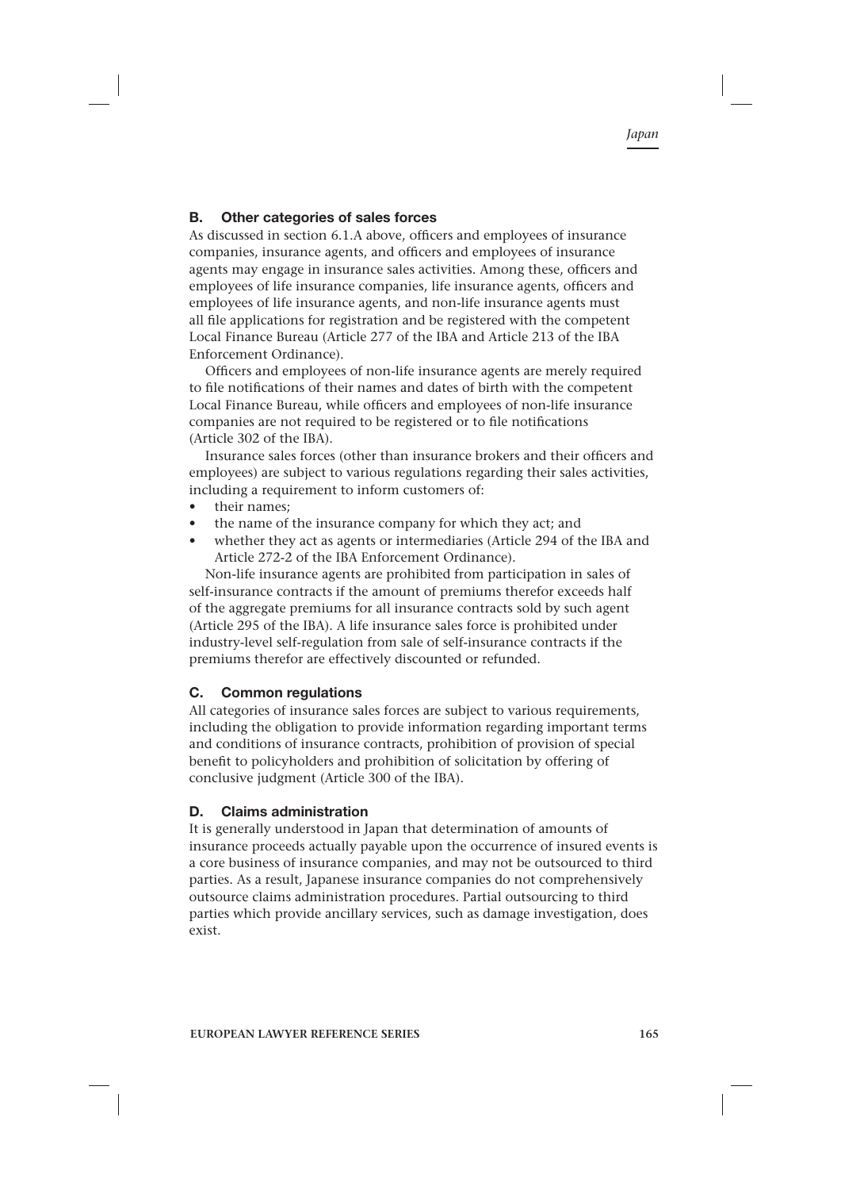### B. Other categories of sales forces

As discussed in section 6.1.A above, officers and employees of insurance companies, insurance agents, and officers and employees of insurance agents may engage in insurance sales activities. Among these, officers and employees of life insurance companies, life insurance agents, officers and employees of life insurance agents, and non-life insurance agents must all file applications for registration and be registered with the competent Local Finance Bureau (Article 277 of the IBA and Article 213 of the IBA Enforcement Ordinance).

Officers and employees of non-life insurance agents are merely required to file notifications of their names and dates of birth with the competent Local Finance Bureau, while officers and employees of non-life insurance companies are not required to be registered or to file notifications (Article 302 of the IBA).

Insurance sales forces (other than insurance brokers and their officers and employees) are subject to various regulations regarding their sales activities, including a requirement to inform customers of:

- their names;
- the name of the insurance company for which they act; and
- whether they act as agents or intermediaries (Article 294 of the IBA and Article 272-2 of the IBA Enforcement Ordinance).

Non-life insurance agents are prohibited from participation in sales of self-insurance contracts if the amount of premiums therefor exceeds half of the aggregate premiums for all insurance contracts sold by such agent (Article 295 of the IBA). A life insurance sales force is prohibited under industry-level self-regulation from sale of self-insurance contracts if the premiums therefor are effectively discounted or refunded.

### C. Common regulations

All categories of insurance sales forces are subject to various requirements, including the obligation to provide information regarding important terms and conditions of insurance contracts, prohibition of provision of special benefit to policyholders and prohibition of solicitation by offering of conclusive judgment (Article 300 of the IBA).

### D. Claims administration

It is generally understood in Japan that determination of amounts of insurance proceeds actually payable upon the occurrence of insured events is a core business of insurance companies, and may not be outsourced to third parties. As a result, Japanese insurance companies do not comprehensively outsource claims administration procedures. Partial outsourcing to third parties which provide ancillary services, such as damage investigation, does exist.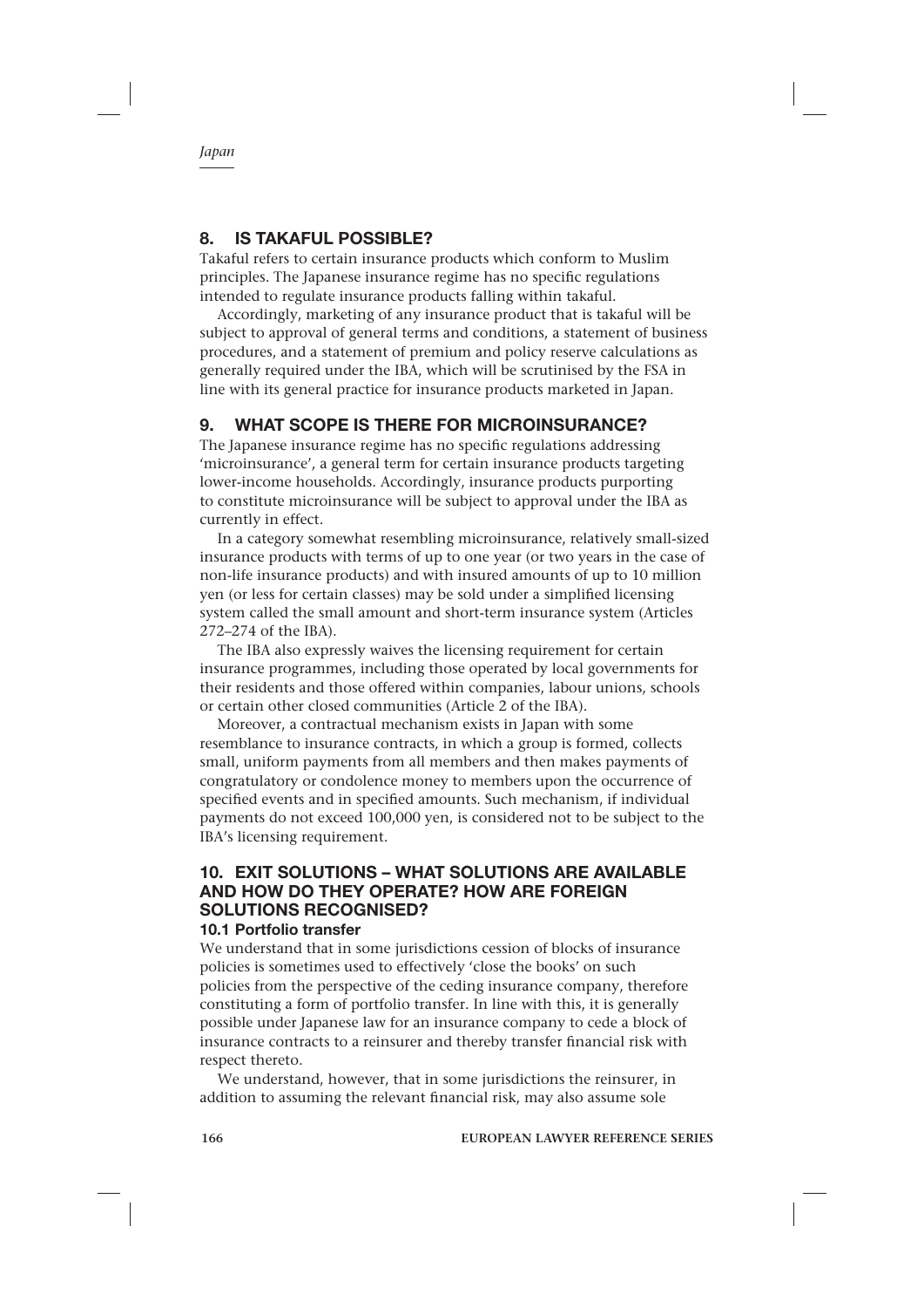## 8. IS TAKAFUL POSSIBLE?

Takaful refers to certain insurance products which conform to Muslim principles. The Japanese insurance regime has no specific regulations intended to regulate insurance products falling within takaful.

Accordingly, marketing of any insurance product that is takaful will be subject to approval of general terms and conditions, a statement of business procedures, and a statement of premium and policy reserve calculations as generally required under the IBA, which will be scrutinised by the FSA in line with its general practice for insurance products marketed in Japan.

## 9. WHAT SCOPE IS THERE FOR MICROINSURANCE?

The Japanese insurance regime has no specific regulations addressing 'microinsurance', a general term for certain insurance products targeting lower-income households. Accordingly, insurance products purporting to constitute microinsurance will be subject to approval under the IBA as currently in effect.

In a category somewhat resembling microinsurance, relatively small-sized insurance products with terms of up to one year (or two years in the case of non-life insurance products) and with insured amounts of up to 10 million yen (or less for certain classes) may be sold under a simplified licensing system called the small amount and short-term insurance system (Articles 272–274 of the IBA).

The IBA also expressly waives the licensing requirement for certain insurance programmes, including those operated by local governments for their residents and those offered within companies, labour unions, schools or certain other closed communities (Article 2 of the IBA).

Moreover, a contractual mechanism exists in Japan with some resemblance to insurance contracts, in which a group is formed, collects small, uniform payments from all members and then makes payments of congratulatory or condolence money to members upon the occurrence of specified events and in specified amounts. Such mechanism, if individual payments do not exceed 100,000 yen, is considered not to be subject to the IBA's licensing requirement.

## 10. EXIT SOLUTIONS – WHAT SOLUTIONS ARE AVAILABLE AND HOW DO THEY OPERATE? HOW ARE FOREIGN SOLUTIONS RECOGNISED?

### 10.1 Portfolio transfer

We understand that in some jurisdictions cession of blocks of insurance policies is sometimes used to effectively 'close the books' on such policies from the perspective of the ceding insurance company, therefore constituting a form of portfolio transfer. In line with this, it is generally possible under Japanese law for an insurance company to cede a block of insurance contracts to a reinsurer and thereby transfer financial risk with respect thereto.

We understand, however, that in some jurisdictions the reinsurer, in addition to assuming the relevant financial risk, may also assume sole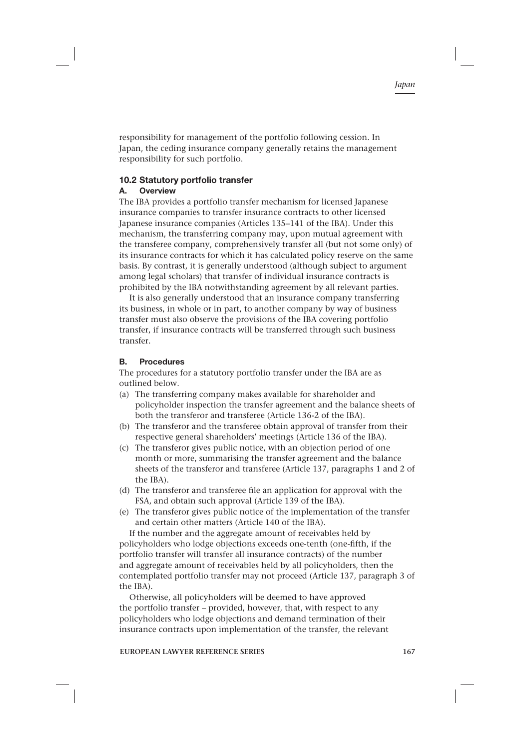responsibility for management of the portfolio following cession. In Japan, the ceding insurance company generally retains the management responsibility for such portfolio.

### 10.2 Statutory portfolio transfer

#### A. Overview

The IBA provides a portfolio transfer mechanism for licensed Japanese insurance companies to transfer insurance contracts to other licensed Japanese insurance companies (Articles 135–141 of the IBA). Under this mechanism, the transferring company may, upon mutual agreement with the transferee company, comprehensively transfer all (but not some only) of its insurance contracts for which it has calculated policy reserve on the same basis. By contrast, it is generally understood (although subject to argument among legal scholars) that transfer of individual insurance contracts is prohibited by the IBA notwithstanding agreement by all relevant parties.

It is also generally understood that an insurance company transferring its business, in whole or in part, to another company by way of business transfer must also observe the provisions of the IBA covering portfolio transfer, if insurance contracts will be transferred through such business transfer.

#### B. Procedures

The procedures for a statutory portfolio transfer under the IBA are as outlined below.

(a) The transferring company makes available for shareholder and policyholder inspection the transfer agreement and the balance sheets of both the transferor and transferee (Article 136-2 of the IBA).

(b) The transferor and the transferee obtain approval of transfer from their respective general shareholders' meetings (Article 136 of the IBA).

(c) The transferor gives public notice, with an objection period of one month or more, summarising the transfer agreement and the balance sheets of the transferor and transferee (Article 137, paragraphs 1 and 2 of the IBA).

(d) The transferor and transferee file an application for approval with the FSA, and obtain such approval (Article 139 of the IBA).

(e) The transferor gives public notice of the implementation of the transfer and certain other matters (Article 140 of the IBA).

If the number and the aggregate amount of receivables held by policyholders who lodge objections exceeds one-tenth (one-fifth, if the portfolio transfer will transfer all insurance contracts) of the number and aggregate amount of receivables held by all policyholders, then the contemplated portfolio transfer may not proceed (Article 137, paragraph 3 of the IBA).

Otherwise, all policyholders will be deemed to have approved the portfolio transfer – provided, however, that, with respect to any policyholders who lodge objections and demand termination of their insurance contracts upon implementation of the transfer, the relevant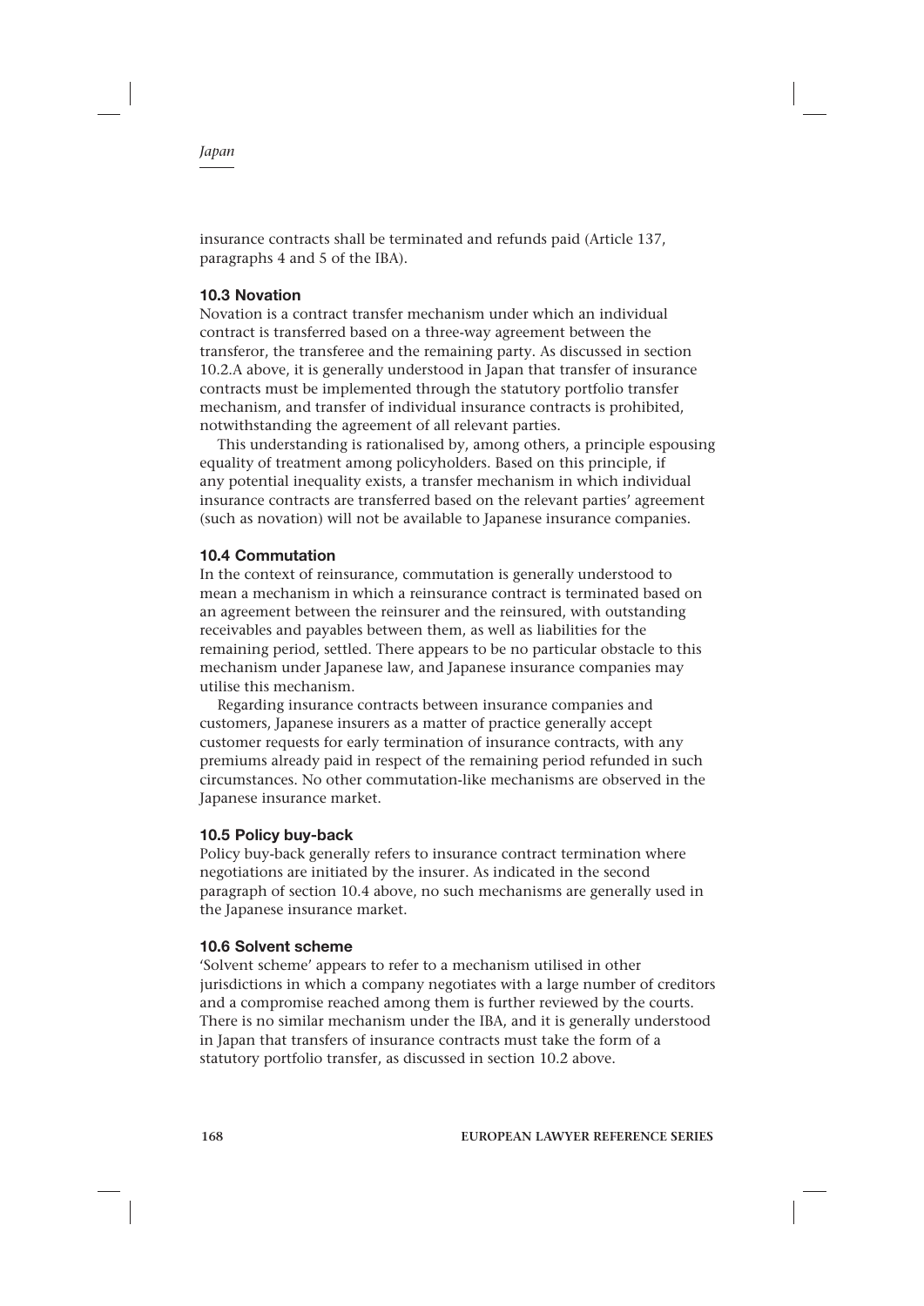insurance contracts shall be terminated and refunds paid (Article 137, paragraphs 4 and 5 of the IBA).

### 10.3 Novation

Novation is a contract transfer mechanism under which an individual contract is transferred based on a three-way agreement between the transferor, the transferee and the remaining party. As discussed in section 10.2.A above, it is generally understood in Japan that transfer of insurance contracts must be implemented through the statutory portfolio transfer mechanism, and transfer of individual insurance contracts is prohibited, notwithstanding the agreement of all relevant parties.

This understanding is rationalised by, among others, a principle espousing equality of treatment among policyholders. Based on this principle, if any potential inequality exists, a transfer mechanism in which individual insurance contracts are transferred based on the relevant parties' agreement (such as novation) will not be available to Japanese insurance companies.

### 10.4 Commutation

In the context of reinsurance, commutation is generally understood to mean a mechanism in which a reinsurance contract is terminated based on an agreement between the reinsurer and the reinsured, with outstanding receivables and payables between them, as well as liabilities for the remaining period, settled. There appears to be no particular obstacle to this mechanism under Japanese law, and Japanese insurance companies may utilise this mechanism.

Regarding insurance contracts between insurance companies and customers, Japanese insurers as a matter of practice generally accept customer requests for early termination of insurance contracts, with any premiums already paid in respect of the remaining period refunded in such circumstances. No other commutation-like mechanisms are observed in the Japanese insurance market.

### 10.5 Policy buy-back

Policy buy-back generally refers to insurance contract termination where negotiations are initiated by the insurer. As indicated in the second paragraph of section 10.4 above, no such mechanisms are generally used in the Japanese insurance market.

### 10.6 Solvent scheme

'Solvent scheme' appears to refer to a mechanism utilised in other jurisdictions in which a company negotiates with a large number of creditors and a compromise reached among them is further reviewed by the courts. There is no similar mechanism under the IBA, and it is generally understood in Japan that transfers of insurance contracts must take the form of a statutory portfolio transfer, as discussed in section 10.2 above.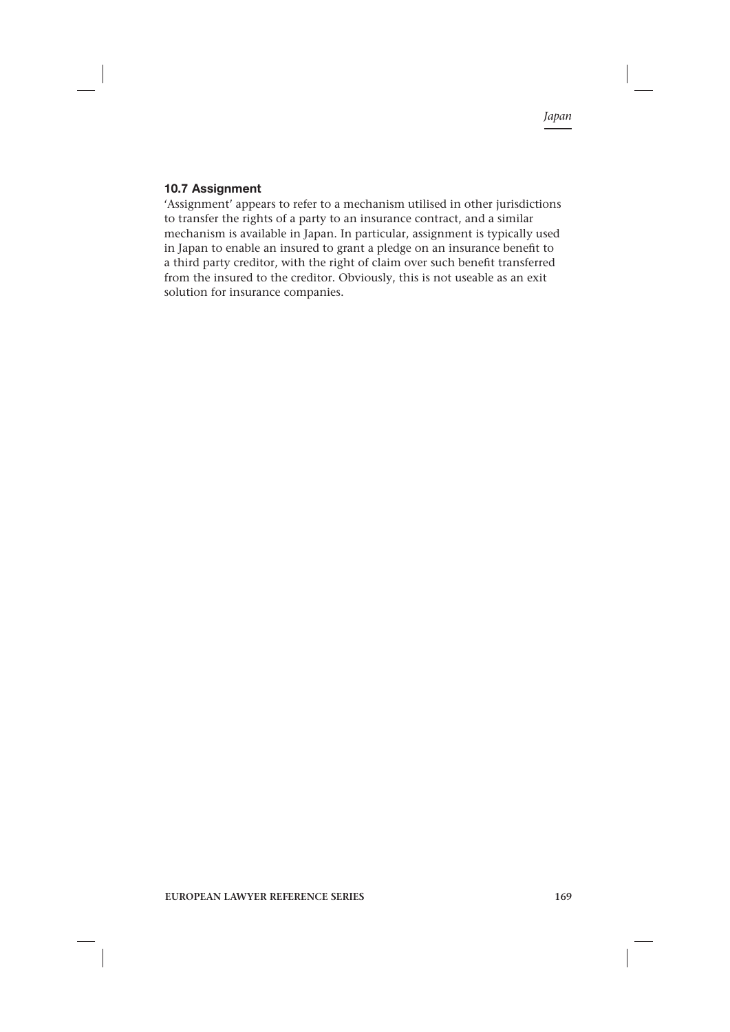### 10.7 Assignment

'Assignment' appears to refer to a mechanism utilised in other jurisdictions to transfer the rights of a party to an insurance contract, and a similar mechanism is available in Japan. In particular, assignment is typically used in Japan to enable an insured to grant a pledge on an insurance benefit to a third party creditor, with the right of claim over such benefit transferred from the insured to the creditor. Obviously, this is not useable as an exit solution for insurance companies.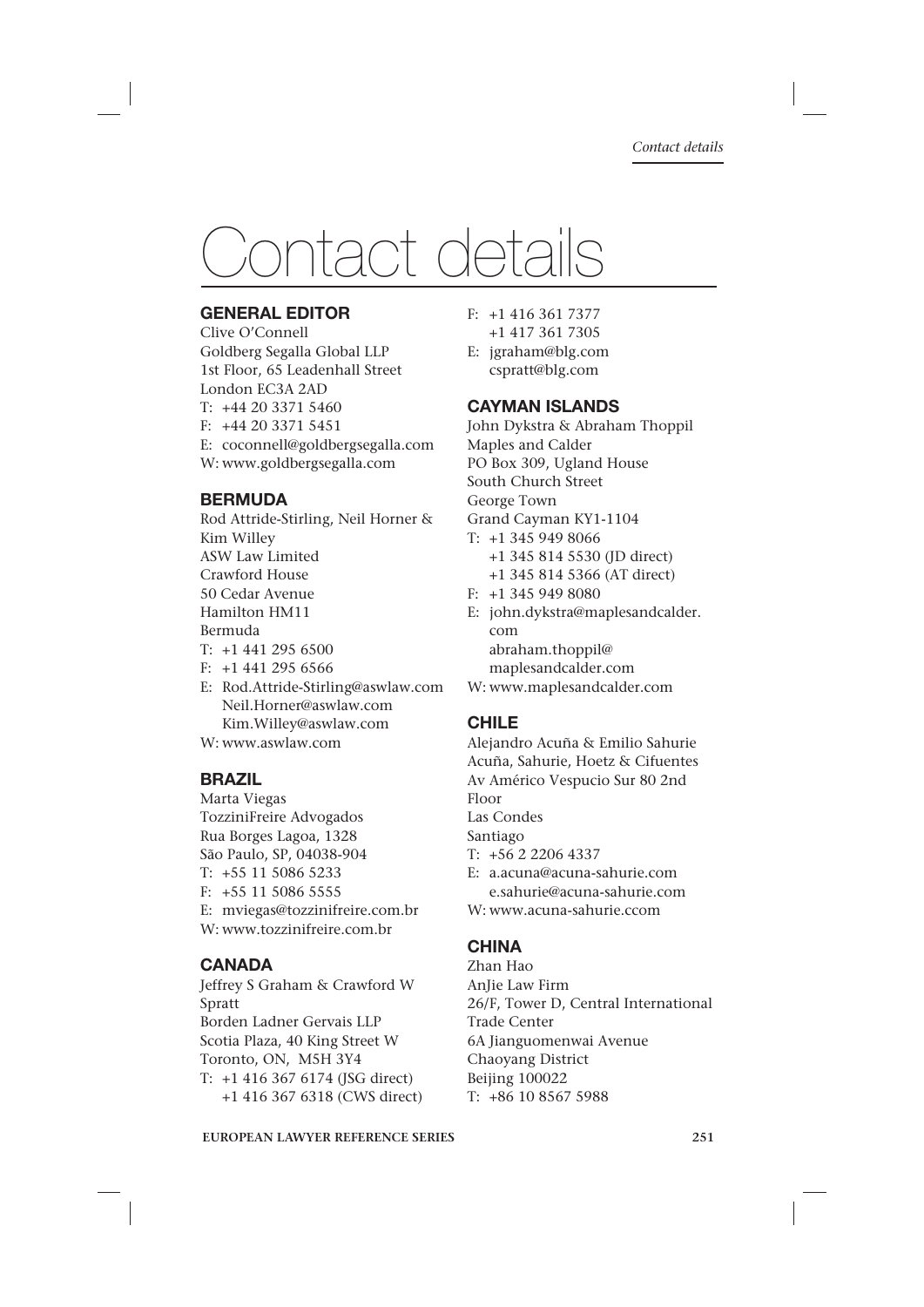# Contact details

## GENERAL EDITOR

Clive O'Connell
Goldberg Segalla Global LLP
1st Floor, 65 Leadenhall Street
London EC3A 2AD
T: +44 20 3371 5460
F: +44 20 3371 5451
E: coconnell@goldbergsegalla.com
W: www.goldbergsegalla.com

## BERMUDA

Rod Attride-Stirling, Neil Horner & Kim Willey
ASW Law Limited
Crawford House
50 Cedar Avenue
Hamilton HM11
Bermuda
T: +1 441 295 6500
F: +1 441 295 6566
E: Rod.Attride-Stirling@aswlaw.com
Neil.Horner@aswlaw.com
Kim.Willey@aswlaw.com
W: www.aswlaw.com

## BRAZIL

Marta Viegas
TozziniFreire Advogados
Rua Borges Lagoa, 1328
São Paulo, SP, 04038-904
T: +55 11 5086 5233
F: +55 11 5086 5555
E: mviegas@tozzinifreire.com.br
W: www.tozzinifreire.com.br

## CANADA

Jeffrey S Graham & Crawford W Spratt
Borden Ladner Gervais LLP
Scotia Plaza, 40 King Street W
Toronto, ON, M5H 3Y4
T: +1 416 367 6174 (JSG direct)
+1 416 367 6318 (CWS direct)
F: +1 416 361 7377
+1 417 361 7305
E: jgraham@blg.com
cspratt@blg.com

## CAYMAN ISLANDS

John Dykstra & Abraham Thoppil
Maples and Calder
PO Box 309, Ugland House
South Church Street
George Town
Grand Cayman KY1-1104
T: +1 345 949 8066
+1 345 814 5530 (JD direct)
+1 345 814 5366 (AT direct)
F: +1 345 949 8080
E: john.dykstra@maplesandcalder.com
abraham.thoppil@maplesandcalder.com
W: www.maplesandcalder.com

## CHILE

Alejandro Acuña & Emilio Sahurie
Acuña, Sahurie, Hoetz & Cifuentes
Av Américo Vespucio Sur 80 2nd Floor
Las Condes
Santiago
T: +56 2 2206 4337
E: a.acuna@acuna-sahurie.com
e.sahurie@acuna-sahurie.com
W: www.acuna-sahurie.ccom

## CHINA

Zhan Hao
AnJie Law Firm
26/F, Tower D, Central International Trade Center
6A Jianguomenwai Avenue
Chaoyang District
Beijing 100022
T: +86 10 8567 5988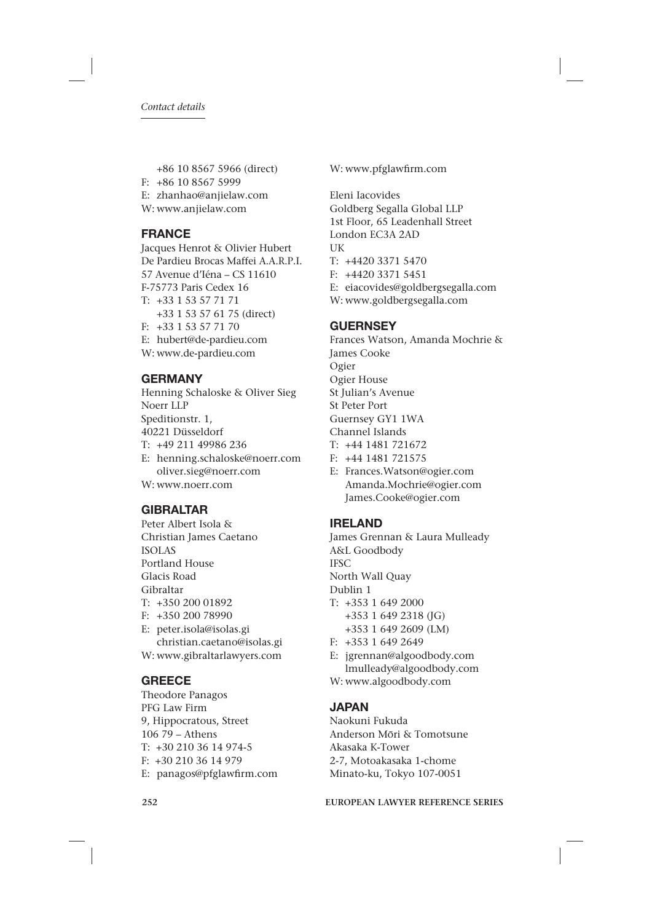+86 10 8567 5966 (direct)
F: +86 10 8567 5999
E: zhanhao@anjielaw.com
W: www.anjielaw.com

## FRANCE

Jacques Henrot & Olivier Hubert
De Pardieu Brocas Maffei A.A.R.P.I.
57 Avenue d'Iéna – CS 11610
F-75773 Paris Cedex 16
T: +33 1 53 57 71 71
+33 1 53 57 61 75 (direct)
F: +33 1 53 57 71 70
E: hubert@de-pardieu.com
W: www.de-pardieu.com

## GERMANY

Henning Schaloske & Oliver Sieg
Noerr LLP
Speditionstr. 1,
40221 Düsseldorf
T: +49 211 49986 236
E: henning.schaloske@noerr.com
oliver.sieg@noerr.com
W: www.noerr.com

## GIBRALTAR

Peter Albert Isola &
Christian James Caetano
ISOLAS
Portland House
Glacis Road
Gibraltar
T: +350 200 01892
F: +350 200 78990
E: peter.isola@isolas.gi
christian.caetano@isolas.gi
W: www.gibraltarlawyers.com

## GREECE

Theodore Panagos
PFG Law Firm
9, Hippocratous, Street
106 79 – Athens
T: +30 210 36 14 974-5
F: +30 210 36 14 979
E: panagos@pfglawfirm.com
W: www.pfglawfirm.com

Eleni Iacovides
Goldberg Segalla Global LLP
1st Floor, 65 Leadenhall Street
London EC3A 2AD
UK
T: +4420 3371 5470
F: +4420 3371 5451
E: eiacovides@goldbergsegalla.com
W: www.goldbergsegalla.com

## GUERNSEY

Frances Watson, Amanda Mochrie &
James Cooke
Ogier
Ogier House
St Julian's Avenue
St Peter Port
Guernsey GY1 1WA
Channel Islands
T: +44 1481 721672
F: +44 1481 721575
E: Frances.Watson@ogier.com
Amanda.Mochrie@ogier.com
James.Cooke@ogier.com

## IRELAND

James Grennan & Laura Mulleady
A&L Goodbody
IFSC
North Wall Quay
Dublin 1
T: +353 1 649 2000
+353 1 649 2318 (JG)
+353 1 649 2609 (LM)
F: +353 1 649 2649
E: jgrennan@algoodbody.com
lmulleady@algoodbody.com
W: www.algoodbody.com

## JAPAN

Naokuni Fukuda
Anderson Mōri & Tomotsune
Akasaka K-Tower
2-7, Motoakasaka 1-chome
Minato-ku, Tokyo 107-0051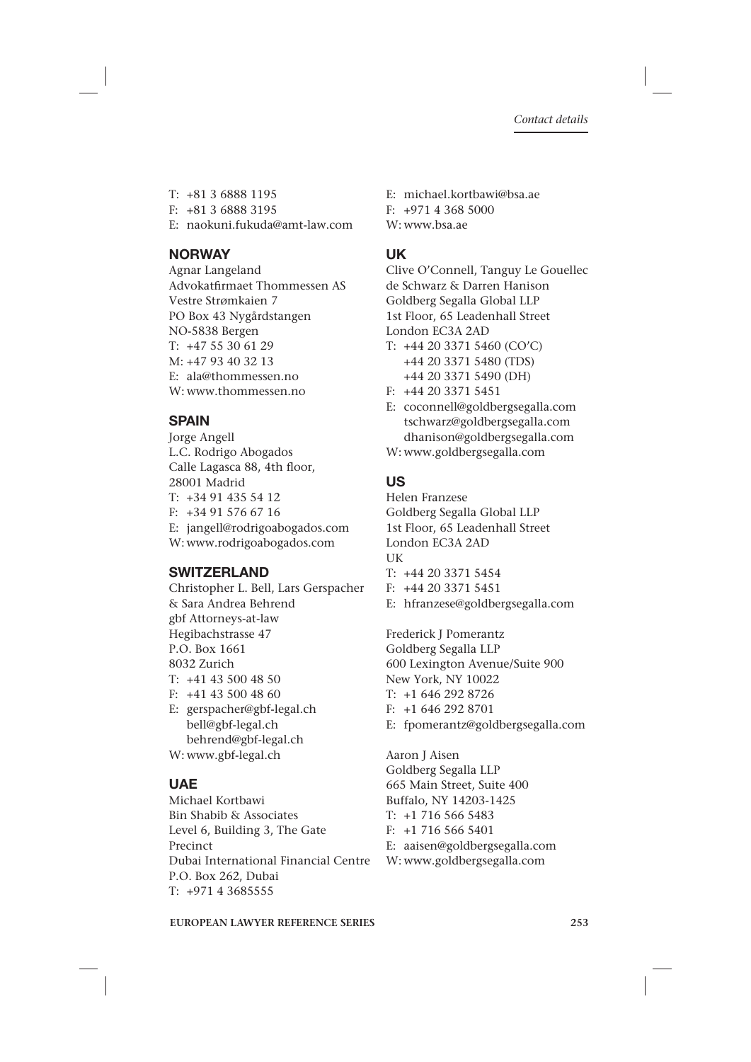T: +81 3 6888 1195
F: +81 3 6888 3195
E: naokuni.fukuda@amt-law.com

## NORWAY

Agnar Langeland
Advokatfirmaet Thommessen AS
Vestre Strømkaien 7
PO Box 43 Nygårdstangen
NO-5838 Bergen
T: +47 55 30 61 29
M: +47 93 40 32 13
E: ala@thommessen.no
W: www.thommessen.no

## SPAIN

Jorge Angell
L.C. Rodrigo Abogados
Calle Lagasca 88, 4th floor,
28001 Madrid
T: +34 91 435 54 12
F: +34 91 576 67 16
E: jangell@rodrigoabogados.com
W: www.rodrigoabogados.com

## SWITZERLAND

Christopher L. Bell, Lars Gerspacher & Sara Andrea Behrend
gbf Attorneys-at-law
Hegibachstrasse 47
P.O. Box 1661
8032 Zurich
T: +41 43 500 48 50
F: +41 43 500 48 60
E: gerspacher@gbf-legal.ch
bell@gbf-legal.ch
behrend@gbf-legal.ch
W: www.gbf-legal.ch

## UAE

Michael Kortbawi
Bin Shabib & Associates
Level 6, Building 3, The Gate Precinct
Dubai International Financial Centre
P.O. Box 262, Dubai
T: +971 4 3685555
E: michael.kortbawi@bsa.ae
F: +971 4 368 5000
W: www.bsa.ae

## UK

Clive O'Connell, Tanguy Le Gouellec de Schwarz & Darren Hanison
Goldberg Segalla Global LLP
1st Floor, 65 Leadenhall Street
London EC3A 2AD
T: +44 20 3371 5460 (CO'C)
+44 20 3371 5480 (TDS)
+44 20 3371 5490 (DH)
F: +44 20 3371 5451
E: coconnell@goldbergsegalla.com
tschwarz@goldbergsegalla.com
dhanison@goldbergsegalla.com
W: www.goldbergsegalla.com

## US

Helen Franzese
Goldberg Segalla Global LLP
1st Floor, 65 Leadenhall Street
London EC3A 2AD
UK
T: +44 20 3371 5454
F: +44 20 3371 5451
E: hfranzese@goldbergsegalla.com

Frederick J Pomerantz
Goldberg Segalla LLP
600 Lexington Avenue/Suite 900
New York, NY 10022
T: +1 646 292 8726
F: +1 646 292 8701
E: fpomerantz@goldbergsegalla.com

Aaron J Aisen
Goldberg Segalla LLP
665 Main Street, Suite 400
Buffalo, NY 14203-1425
T: +1 716 566 5483
F: +1 716 566 5401
E: aaisen@goldbergsegalla.com
W: www.goldbergsegalla.com